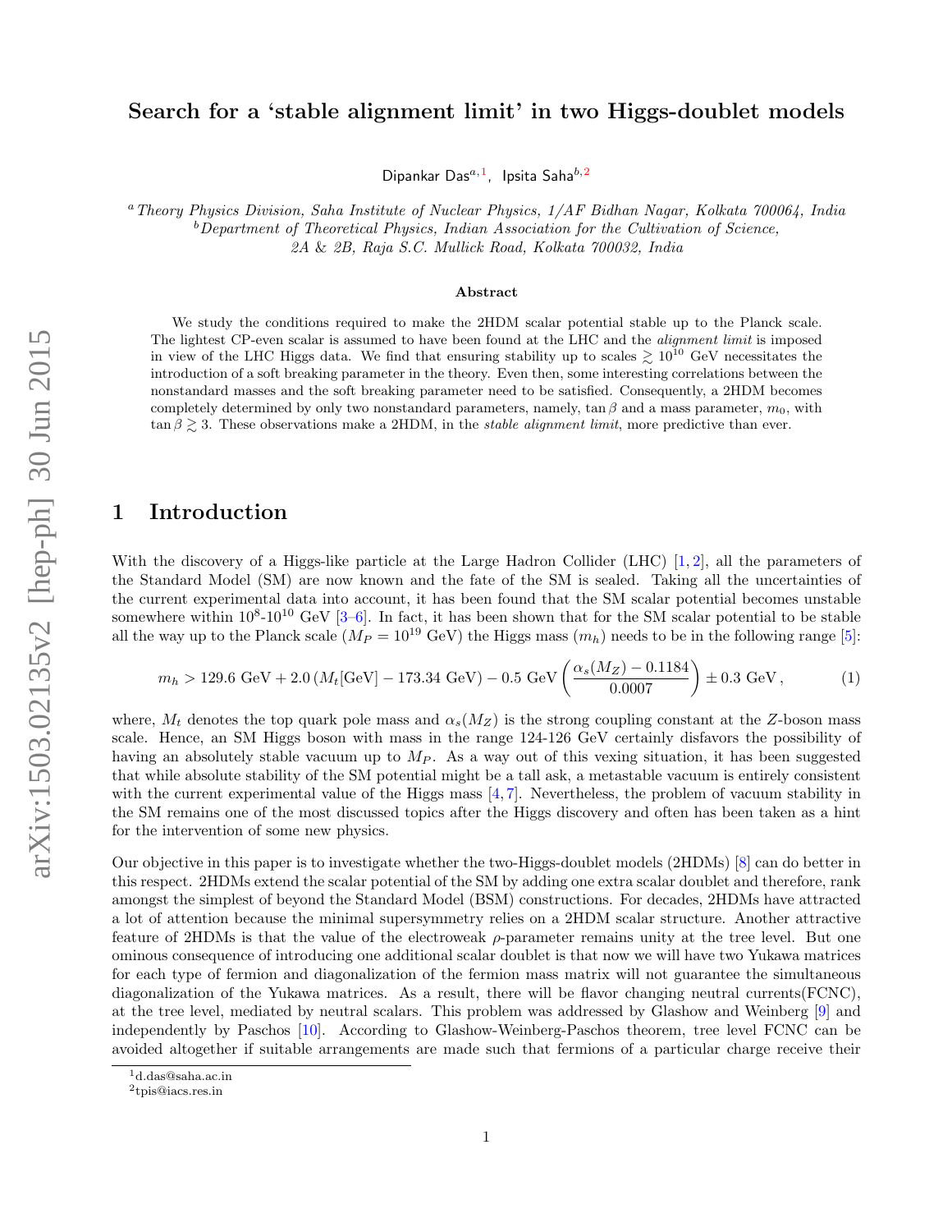# Search for a 'stable alignment limit' in two Higgs-doublet models

Dipankar Das[a,1], Ipsita Saha[b,2]

[a] *Theory Physics Division, Saha Institute of Nuclear Physics, 1/AF Bidhan Nagar, Kolkata 700064, India*
[b] *Department of Theoretical Physics, Indian Association for the Cultivation of Science, 2A & 2B, Raja S.C. Mullick Road, Kolkata 700032, India*

### Abstract

We study the conditions required to make the 2HDM scalar potential stable up to the Planck scale. The lightest CP-even scalar is assumed to have been found at the LHC and the *alignment limit* is imposed in view of the LHC Higgs data. We find that ensuring stability up to scales $\gtrsim 10^{10}$ GeV necessitates the introduction of a soft breaking parameter in the theory. Even then, some interesting correlations between the nonstandard masses and the soft breaking parameter need to be satisfied. Consequently, a 2HDM becomes completely determined by only two nonstandard parameters, namely, $\tan\beta$ and a mass parameter, $m_0$, with $\tan\beta \gtrsim 3$. These observations make a 2HDM, in the *stable alignment limit*, more predictive than ever.

## 1 Introduction

With the discovery of a Higgs-like particle at the Large Hadron Collider (LHC) [1, 2], all the parameters of the Standard Model (SM) are now known and the fate of the SM is sealed. Taking all the uncertainties of the current experimental data into account, it has been found that the SM scalar potential becomes unstable somewhere within $10^8$-$10^{10}$ GeV [3–6]. In fact, it has been shown that for the SM scalar potential to be stable all the way up to the Planck scale ($M_P = 10^{19}$ GeV) the Higgs mass ($m_h$) needs to be in the following range [5]:

$$m_h > 129.6 \text{ GeV} + 2.0\,(M_t[\text{GeV}] - 173.34 \text{ GeV}) - 0.5 \text{ GeV}\left(\frac{\alpha_s(M_Z) - 0.1184}{0.0007}\right) \pm 0.3 \text{ GeV}\,, \tag{1}$$

where, $M_t$ denotes the top quark pole mass and $\alpha_s(M_Z)$ is the strong coupling constant at the $Z$-boson mass scale. Hence, an SM Higgs boson with mass in the range 124-126 GeV certainly disfavors the possibility of having an absolutely stable vacuum up to $M_P$. As a way out of this vexing situation, it has been suggested that while absolute stability of the SM potential might be a tall ask, a metastable vacuum is entirely consistent with the current experimental value of the Higgs mass [4, 7]. Nevertheless, the problem of vacuum stability in the SM remains one of the most discussed topics after the Higgs discovery and often has been taken as a hint for the intervention of some new physics.

Our objective in this paper is to investigate whether the two-Higgs-doublet models (2HDMs) [8] can do better in this respect. 2HDMs extend the scalar potential of the SM by adding one extra scalar doublet and therefore, rank amongst the simplest of beyond the Standard Model (BSM) constructions. For decades, 2HDMs have attracted a lot of attention because the minimal supersymmetry relies on a 2HDM scalar structure. Another attractive feature of 2HDMs is that the value of the electroweak $\rho$-parameter remains unity at the tree level. But one ominous consequence of introducing one additional scalar doublet is that now we will have two Yukawa matrices for each type of fermion and diagonalization of the fermion mass matrix will not guarantee the simultaneous diagonalization of the Yukawa matrices. As a result, there will be flavor changing neutral currents(FCNC), at the tree level, mediated by neutral scalars. This problem was addressed by Glashow and Weinberg [9] and independently by Paschos [10]. According to Glashow-Weinberg-Paschos theorem, tree level FCNC can be avoided altogether if suitable arrangements are made such that fermions of a particular charge receive their

[1] d.das@saha.ac.in
[2] tpis@iacs.res.in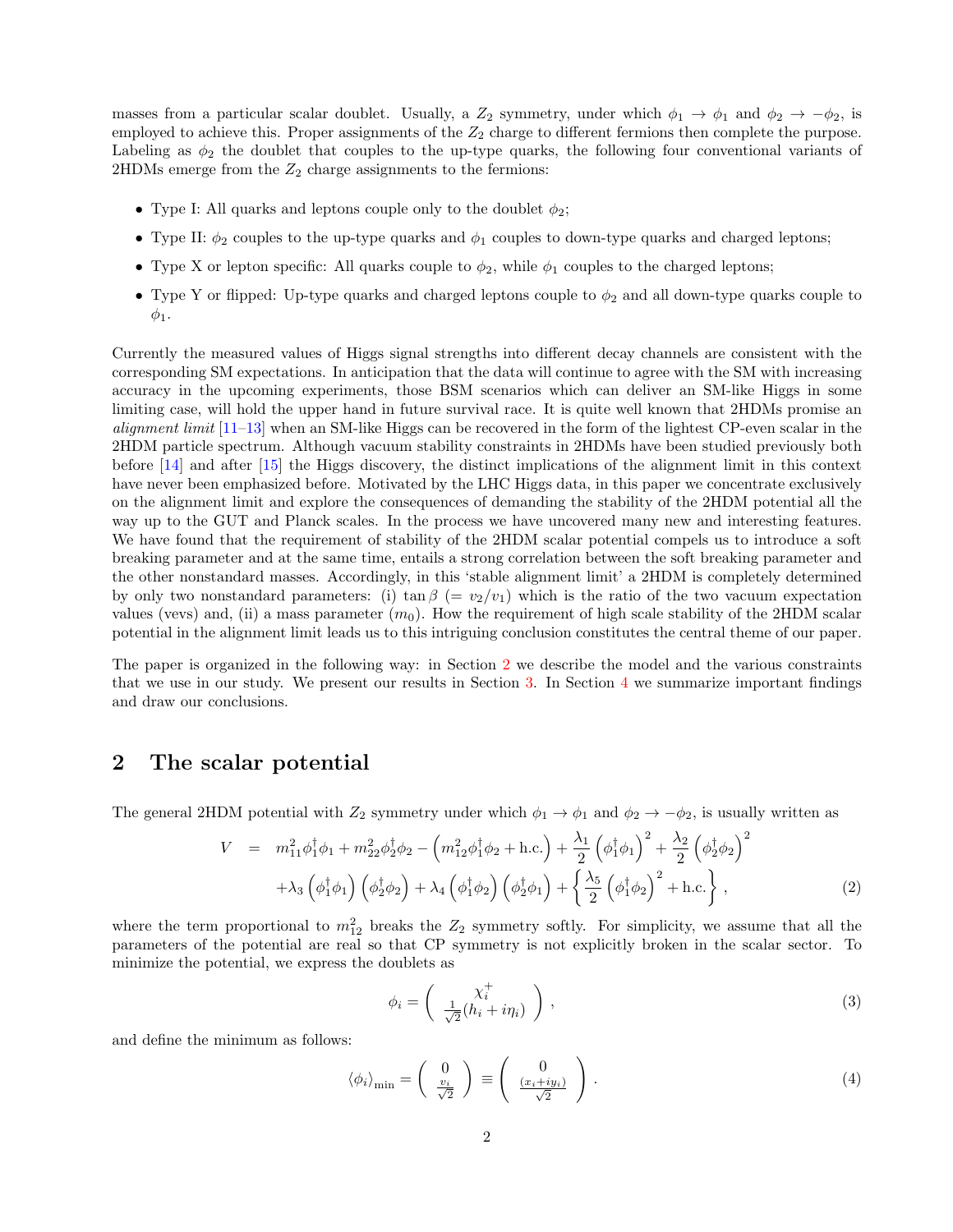masses from a particular scalar doublet. Usually, a $Z_2$ symmetry, under which $\phi_1 \to \phi_1$ and $\phi_2 \to -\phi_2$, is employed to achieve this. Proper assignments of the $Z_2$ charge to different fermions then complete the purpose. Labeling as $\phi_2$ the doublet that couples to the up-type quarks, the following four conventional variants of 2HDMs emerge from the $Z_2$ charge assignments to the fermions:

- Type I: All quarks and leptons couple only to the doublet $\phi_2$;
- Type II: $\phi_2$ couples to the up-type quarks and $\phi_1$ couples to down-type quarks and charged leptons;
- Type X or lepton specific: All quarks couple to $\phi_2$, while $\phi_1$ couples to the charged leptons;
- Type Y or flipped: Up-type quarks and charged leptons couple to $\phi_2$ and all down-type quarks couple to $\phi_1$.

Currently the measured values of Higgs signal strengths into different decay channels are consistent with the corresponding SM expectations. In anticipation that the data will continue to agree with the SM with increasing accuracy in the upcoming experiments, those BSM scenarios which can deliver an SM-like Higgs in some limiting case, will hold the upper hand in future survival race. It is quite well known that 2HDMs promise an *alignment limit* [11–13] when an SM-like Higgs can be recovered in the form of the lightest CP-even scalar in the 2HDM particle spectrum. Although vacuum stability constraints in 2HDMs have been studied previously both before [14] and after [15] the Higgs discovery, the distinct implications of the alignment limit in this context have never been emphasized before. Motivated by the LHC Higgs data, in this paper we concentrate exclusively on the alignment limit and explore the consequences of demanding the stability of the 2HDM potential all the way up to the GUT and Planck scales. In the process we have uncovered many new and interesting features. We have found that the requirement of stability of the 2HDM scalar potential compels us to introduce a soft breaking parameter and at the same time, entails a strong correlation between the soft breaking parameter and the other nonstandard masses. Accordingly, in this 'stable alignment limit' a 2HDM is completely determined by only two nonstandard parameters: (i) $\tan\beta$ $(= v_2/v_1)$ which is the ratio of the two vacuum expectation values (vevs) and, (ii) a mass parameter ($m_0$). How the requirement of high scale stability of the 2HDM scalar potential in the alignment limit leads us to this intriguing conclusion constitutes the central theme of our paper.

The paper is organized in the following way: in Section 2 we describe the model and the various constraints that we use in our study. We present our results in Section 3. In Section 4 we summarize important findings and draw our conclusions.

## 2 The scalar potential

The general 2HDM potential with $Z_2$ symmetry under which $\phi_1 \to \phi_1$ and $\phi_2 \to -\phi_2$, is usually written as

$$
\begin{aligned}
V \;=\;& m_{11}^2 \phi_1^\dagger \phi_1 + m_{22}^2 \phi_2^\dagger \phi_2 - \left( m_{12}^2 \phi_1^\dagger \phi_2 + \text{h.c.} \right) + \frac{\lambda_1}{2} \left( \phi_1^\dagger \phi_1 \right)^2 + \frac{\lambda_2}{2} \left( \phi_2^\dagger \phi_2 \right)^2 \\
& + \lambda_3 \left( \phi_1^\dagger \phi_1 \right) \left( \phi_2^\dagger \phi_2 \right) + \lambda_4 \left( \phi_1^\dagger \phi_2 \right) \left( \phi_2^\dagger \phi_1 \right) + \left\{ \frac{\lambda_5}{2} \left( \phi_1^\dagger \phi_2 \right)^2 + \text{h.c.} \right\} ,
\end{aligned}
\tag{2}
$$

where the term proportional to $m_{12}^2$ breaks the $Z_2$ symmetry softly. For simplicity, we assume that all the parameters of the potential are real so that CP symmetry is not explicitly broken in the scalar sector. To minimize the potential, we express the doublets as

$$
\phi_i = \begin{pmatrix} \chi_i^+ \\ \frac{1}{\sqrt{2}}(h_i + i\eta_i) \end{pmatrix} ,
\tag{3}
$$

and define the minimum as follows:

$$
\langle \phi_i \rangle_{\text{min}} = \begin{pmatrix} 0 \\ \frac{v_i}{\sqrt{2}} \end{pmatrix} \equiv \begin{pmatrix} 0 \\ \frac{(x_i + i y_i)}{\sqrt{2}} \end{pmatrix} .
\tag{4}
$$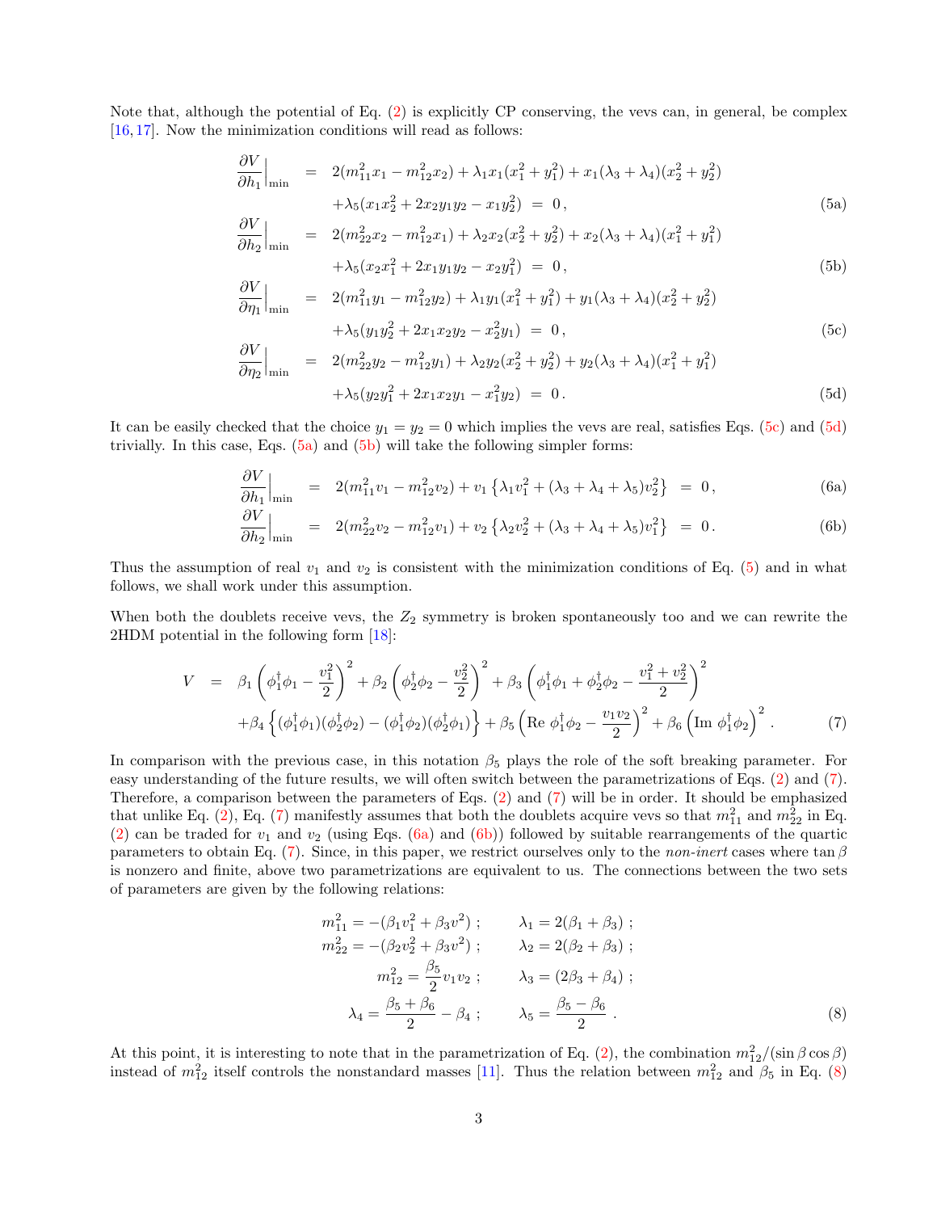Note that, although the potential of Eq. (2) is explicitly CP conserving, the vevs can, in general, be complex [16,17]. Now the minimization conditions will read as follows:

$$
\begin{aligned}
\left.\frac{\partial V}{\partial h_1}\right|_{\rm min} &= 2(m_{11}^2 x_1 - m_{12}^2 x_2) + \lambda_1 x_1 (x_1^2 + y_1^2) + x_1(\lambda_3+\lambda_4)(x_2^2+y_2^2) \\
&\quad + \lambda_5 (x_1 x_2^2 + 2 x_2 y_1 y_2 - x_1 y_2^2) \;=\; 0\,, \qquad (5a)\\
\left.\frac{\partial V}{\partial h_2}\right|_{\rm min} &= 2(m_{22}^2 x_2 - m_{12}^2 x_1) + \lambda_2 x_2 (x_2^2 + y_2^2) + x_2(\lambda_3+\lambda_4)(x_1^2+y_1^2) \\
&\quad + \lambda_5 (x_2 x_1^2 + 2 x_1 y_1 y_2 - x_2 y_1^2) \;=\; 0\,, \qquad (5b)\\
\left.\frac{\partial V}{\partial \eta_1}\right|_{\rm min} &= 2(m_{11}^2 y_1 - m_{12}^2 y_2) + \lambda_1 y_1 (x_1^2 + y_1^2) + y_1(\lambda_3+\lambda_4)(x_2^2+y_2^2) \\
&\quad + \lambda_5 (y_1 y_2^2 + 2 x_1 x_2 y_2 - x_2^2 y_1) \;=\; 0\,, \qquad (5c)\\
\left.\frac{\partial V}{\partial \eta_2}\right|_{\rm min} &= 2(m_{22}^2 y_2 - m_{12}^2 y_1) + \lambda_2 y_2 (x_2^2 + y_2^2) + y_2(\lambda_3+\lambda_4)(x_1^2+y_1^2) \\
&\quad + \lambda_5 (y_2 y_1^2 + 2 x_1 x_2 y_1 - x_1^2 y_2) \;=\; 0\,. \qquad (5d)
\end{aligned}
$$

It can be easily checked that the choice $y_1 = y_2 = 0$ which implies the vevs are real, satisfies Eqs. (5c) and (5d) trivially. In this case, Eqs. (5a) and (5b) will take the following simpler forms:

$$
\left.\frac{\partial V}{\partial h_1}\right|_{\rm min} = 2(m_{11}^2 v_1 - m_{12}^2 v_2) + v_1\left\{\lambda_1 v_1^2 + (\lambda_3+\lambda_4+\lambda_5)v_2^2\right\} = 0\,, \qquad (6a)
$$

$$
\left.\frac{\partial V}{\partial h_2}\right|_{\rm min} = 2(m_{22}^2 v_2 - m_{12}^2 v_1) + v_2\left\{\lambda_2 v_2^2 + (\lambda_3+\lambda_4+\lambda_5)v_1^2\right\} = 0\,. \qquad (6b)
$$

Thus the assumption of real $v_1$ and $v_2$ is consistent with the minimization conditions of Eq. (5) and in what follows, we shall work under this assumption.

When both the doublets receive vevs, the $Z_2$ symmetry is broken spontaneously too and we can rewrite the 2HDM potential in the following form [18]:

$$
\begin{aligned}
V &= \beta_1\left(\phi_1^\dagger\phi_1 - \frac{v_1^2}{2}\right)^2 + \beta_2\left(\phi_2^\dagger\phi_2 - \frac{v_2^2}{2}\right)^2 + \beta_3\left(\phi_1^\dagger\phi_1 + \phi_2^\dagger\phi_2 - \frac{v_1^2+v_2^2}{2}\right)^2 \\
&\quad + \beta_4\left\{(\phi_1^\dagger\phi_1)(\phi_2^\dagger\phi_2) - (\phi_1^\dagger\phi_2)(\phi_2^\dagger\phi_1)\right\} + \beta_5\left({\rm Re}\ \phi_1^\dagger\phi_2 - \frac{v_1 v_2}{2}\right)^2 + \beta_6\left({\rm Im}\ \phi_1^\dagger\phi_2\right)^2 . \qquad (7)
\end{aligned}
$$

In comparison with the previous case, in this notation $\beta_5$ plays the role of the soft breaking parameter. For easy understanding of the future results, we will often switch between the parametrizations of Eqs. (2) and (7). Therefore, a comparison between the parameters of Eqs. (2) and (7) will be in order. It should be emphasized that unlike Eq. (2), Eq. (7) manifestly assumes that both the doublets acquire vevs so that $m_{11}^2$ and $m_{22}^2$ in Eq. (2) can be traded for $v_1$ and $v_2$ (using Eqs. (6a) and (6b)) followed by suitable rearrangements of the quartic parameters to obtain Eq. (7). Since, in this paper, we restrict ourselves only to the *non-inert* cases where $\tan\beta$ is nonzero and finite, above two parametrizations are equivalent to us. The connections between the two sets of parameters are given by the following relations:

$$
\begin{aligned}
m_{11}^2 &= -(\beta_1 v_1^2 + \beta_3 v^2)\,; \qquad & \lambda_1 &= 2(\beta_1+\beta_3)\,; \\
m_{22}^2 &= -(\beta_2 v_2^2 + \beta_3 v^2)\,; \qquad & \lambda_2 &= 2(\beta_2+\beta_3)\,; \\
m_{12}^2 &= \frac{\beta_5}{2} v_1 v_2\,; \qquad & \lambda_3 &= (2\beta_3+\beta_4)\,; \\
\lambda_4 &= \frac{\beta_5+\beta_6}{2} - \beta_4\,; \qquad & \lambda_5 &= \frac{\beta_5-\beta_6}{2}\,. \qquad (8)
\end{aligned}
$$

At this point, it is interesting to note that in the parametrization of Eq. (2), the combination $m_{12}^2/(\sin\beta\cos\beta)$ instead of $m_{12}^2$ itself controls the nonstandard masses [11]. Thus the relation between $m_{12}^2$ and $\beta_5$ in Eq. (8)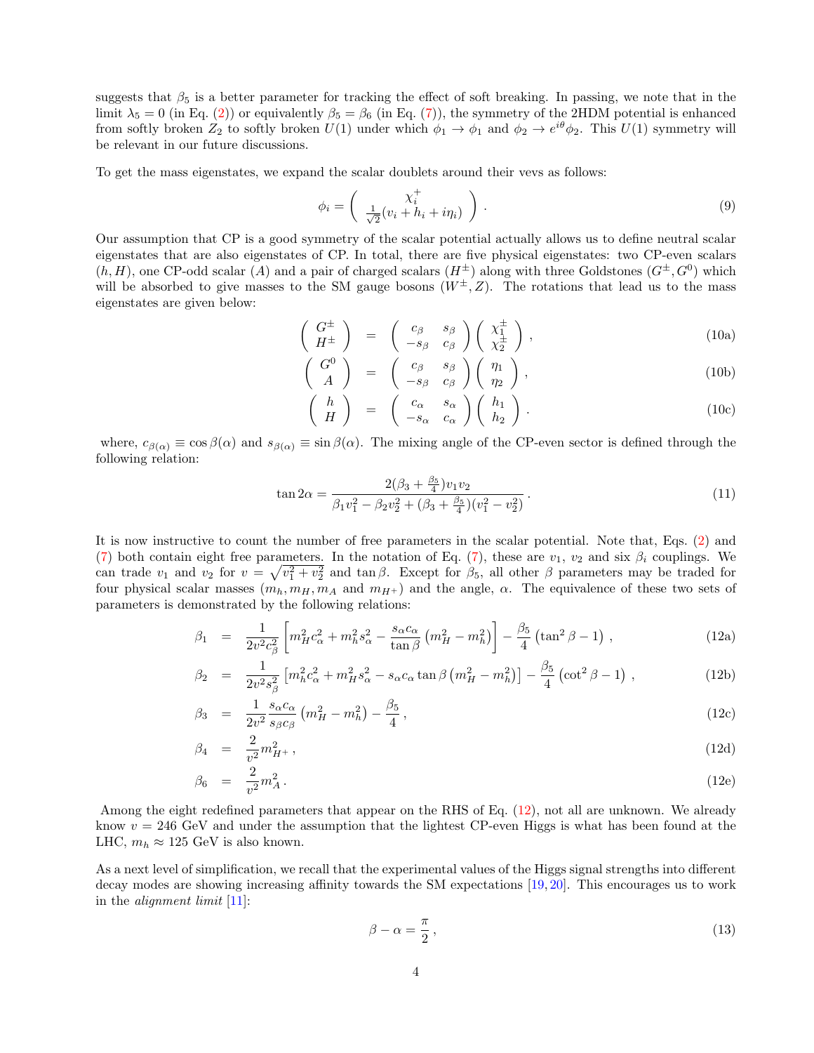suggests that $\beta_5$ is a better parameter for tracking the effect of soft breaking. In passing, we note that in the limit $\lambda_5 = 0$ (in Eq. (2)) or equivalently $\beta_5 = \beta_6$ (in Eq. (7)), the symmetry of the 2HDM potential is enhanced from softly broken $Z_2$ to softly broken $U(1)$ under which $\phi_1 \to \phi_1$ and $\phi_2 \to e^{i\theta}\phi_2$. This $U(1)$ symmetry will be relevant in our future discussions.

To get the mass eigenstates, we expand the scalar doublets around their vevs as follows:

$$\phi_i = \begin{pmatrix} \chi_i^+ \\ \frac{1}{\sqrt{2}}(v_i + h_i + i\eta_i) \end{pmatrix} . \tag{9}$$

Our assumption that CP is a good symmetry of the scalar potential actually allows us to define neutral scalar eigenstates that are also eigenstates of CP. In total, there are five physical eigenstates: two CP-even scalars $(h, H)$, one CP-odd scalar $(A)$ and a pair of charged scalars $(H^\pm)$ along with three Goldstones $(G^\pm, G^0)$ which will be absorbed to give masses to the SM gauge bosons $(W^\pm, Z)$. The rotations that lead us to the mass eigenstates are given below:

$$\begin{pmatrix} G^\pm \\ H^\pm \end{pmatrix} = \begin{pmatrix} c_\beta & s_\beta \\ -s_\beta & c_\beta \end{pmatrix} \begin{pmatrix} \chi_1^\pm \\ \chi_2^\pm \end{pmatrix} , \tag{10a}$$

$$\begin{pmatrix} G^0 \\ A \end{pmatrix} = \begin{pmatrix} c_\beta & s_\beta \\ -s_\beta & c_\beta \end{pmatrix} \begin{pmatrix} \eta_1 \\ \eta_2 \end{pmatrix} , \tag{10b}$$

$$\begin{pmatrix} h \\ H \end{pmatrix} = \begin{pmatrix} c_\alpha & s_\alpha \\ -s_\alpha & c_\alpha \end{pmatrix} \begin{pmatrix} h_1 \\ h_2 \end{pmatrix} . \tag{10c}$$

where, $c_{\beta(\alpha)} \equiv \cos\beta(\alpha)$ and $s_{\beta(\alpha)} \equiv \sin\beta(\alpha)$. The mixing angle of the CP-even sector is defined through the following relation:

$$\tan 2\alpha = \frac{2(\beta_3 + \frac{\beta_5}{4})v_1 v_2}{\beta_1 v_1^2 - \beta_2 v_2^2 + (\beta_3 + \frac{\beta_5}{4})(v_1^2 - v_2^2)} . \tag{11}$$

It is now instructive to count the number of free parameters in the scalar potential. Note that, Eqs. (2) and (7) both contain eight free parameters. In the notation of Eq. (7), these are $v_1$, $v_2$ and six $\beta_i$ couplings. We can trade $v_1$ and $v_2$ for $v = \sqrt{v_1^2 + v_2^2}$ and $\tan\beta$. Except for $\beta_5$, all other $\beta$ parameters may be traded for four physical scalar masses ($m_h, m_H, m_A$ and $m_{H^+}$) and the angle, $\alpha$. The equivalence of these two sets of parameters is demonstrated by the following relations:

$$\beta_1 = \frac{1}{2v^2 c_\beta^2}\left[m_H^2 c_\alpha^2 + m_h^2 s_\alpha^2 - \frac{s_\alpha c_\alpha}{\tan\beta}\left(m_H^2 - m_h^2\right)\right] - \frac{\beta_5}{4}\left(\tan^2\beta - 1\right) , \tag{12a}$$

$$\beta_2 = \frac{1}{2v^2 s_\beta^2}\left[m_h^2 c_\alpha^2 + m_H^2 s_\alpha^2 - s_\alpha c_\alpha \tan\beta\left(m_H^2 - m_h^2\right)\right] - \frac{\beta_5}{4}\left(\cot^2\beta - 1\right) , \tag{12b}$$

$$\beta_3 = \frac{1}{2v^2}\frac{s_\alpha c_\alpha}{s_\beta c_\beta}\left(m_H^2 - m_h^2\right) - \frac{\beta_5}{4} , \tag{12c}$$

$$\beta_4 = \frac{2}{v^2} m_{H^+}^2 , \tag{12d}$$

$$\beta_6 = \frac{2}{v^2} m_A^2 . \tag{12e}$$

Among the eight redefined parameters that appear on the RHS of Eq. (12), not all are unknown. We already know $v = 246$ GeV and under the assumption that the lightest CP-even Higgs is what has been found at the LHC, $m_h \approx 125$ GeV is also known.

As a next level of simplification, we recall that the experimental values of the Higgs signal strengths into different decay modes are showing increasing affinity towards the SM expectations [19,20]. This encourages us to work in the *alignment limit* [11]:

$$\beta - \alpha = \frac{\pi}{2} , \tag{13}$$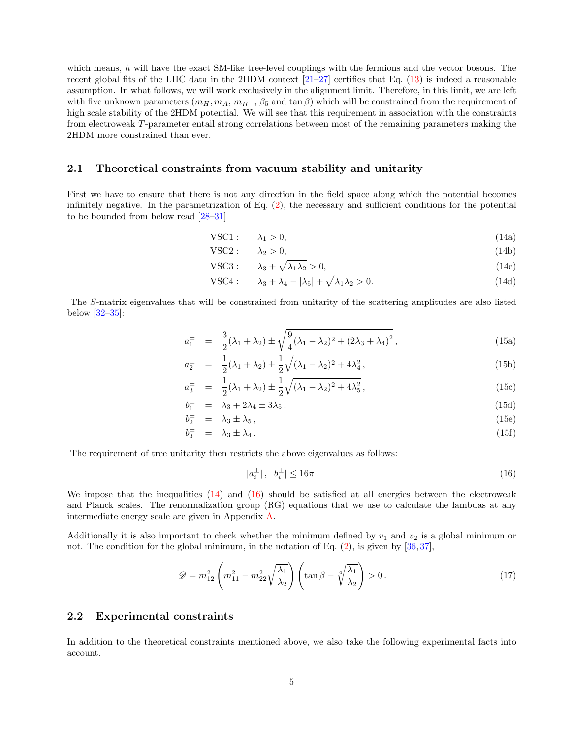which means, $h$ will have the exact SM-like tree-level couplings with the fermions and the vector bosons. The recent global fits of the LHC data in the 2HDM context [21–27] certifies that Eq. (13) is indeed a reasonable assumption. In what follows, we will work exclusively in the alignment limit. Therefore, in this limit, we are left with five unknown parameters ($m_H, m_A, m_{H^+}, \beta_5$ and $\tan\beta$) which will be constrained from the requirement of high scale stability of the 2HDM potential. We will see that this requirement in association with the constraints from electroweak $T$-parameter entail strong correlations between most of the remaining parameters making the 2HDM more constrained than ever.

## 2.1 Theoretical constraints from vacuum stability and unitarity

First we have to ensure that there is not any direction in the field space along which the potential becomes infinitely negative. In the parametrization of Eq. (2), the necessary and sufficient conditions for the potential to be bounded from below read [28–31]

$$\text{VSC1}: \quad \lambda_1 > 0, \tag{14a}$$

$$\text{VSC2}: \quad \lambda_2 > 0, \tag{14b}$$

$$\text{VSC3}: \quad \lambda_3 + \sqrt{\lambda_1 \lambda_2} > 0, \tag{14c}$$

$$\text{VSC4}: \quad \lambda_3 + \lambda_4 - |\lambda_5| + \sqrt{\lambda_1 \lambda_2} > 0. \tag{14d}$$

The $S$-matrix eigenvalues that will be constrained from unitarity of the scattering amplitudes are also listed below [32–35]:

$$a_1^\pm = \frac{3}{2}(\lambda_1 + \lambda_2) \pm \sqrt{\frac{9}{4}(\lambda_1 - \lambda_2)^2 + (2\lambda_3 + \lambda_4)^2}\,, \tag{15a}$$

$$a_2^\pm = \frac{1}{2}(\lambda_1 + \lambda_2) \pm \frac{1}{2}\sqrt{(\lambda_1 - \lambda_2)^2 + 4\lambda_4^2}\,, \tag{15b}$$

$$a_3^\pm = \frac{1}{2}(\lambda_1 + \lambda_2) \pm \frac{1}{2}\sqrt{(\lambda_1 - \lambda_2)^2 + 4\lambda_5^2}\,, \tag{15c}$$

$$b_1^\pm = \lambda_3 + 2\lambda_4 \pm 3\lambda_5\,, \tag{15d}$$

$$b_2^\pm = \lambda_3 \pm \lambda_5\,, \tag{15e}$$

$$b_3^\pm = \lambda_3 \pm \lambda_4\,. \tag{15f}$$

The requirement of tree unitarity then restricts the above eigenvalues as follows:

$$|a_i^\pm|\,,\ |b_i^\pm| \leq 16\pi\,. \tag{16}$$

We impose that the inequalities (14) and (16) should be satisfied at all energies between the electroweak and Planck scales. The renormalization group (RG) equations that we use to calculate the lambdas at any intermediate energy scale are given in Appendix A.

Additionally it is also important to check whether the minimum defined by $v_1$ and $v_2$ is a global minimum or not. The condition for the global minimum, in the notation of Eq. (2), is given by [36, 37],

$$\mathscr{D} = m_{12}^2 \left( m_{11}^2 - m_{22}^2 \sqrt{\frac{\lambda_1}{\lambda_2}} \right) \left( \tan\beta - \sqrt[4]{\frac{\lambda_1}{\lambda_2}} \right) > 0\,. \tag{17}$$

## 2.2 Experimental constraints

In addition to the theoretical constraints mentioned above, we also take the following experimental facts into account.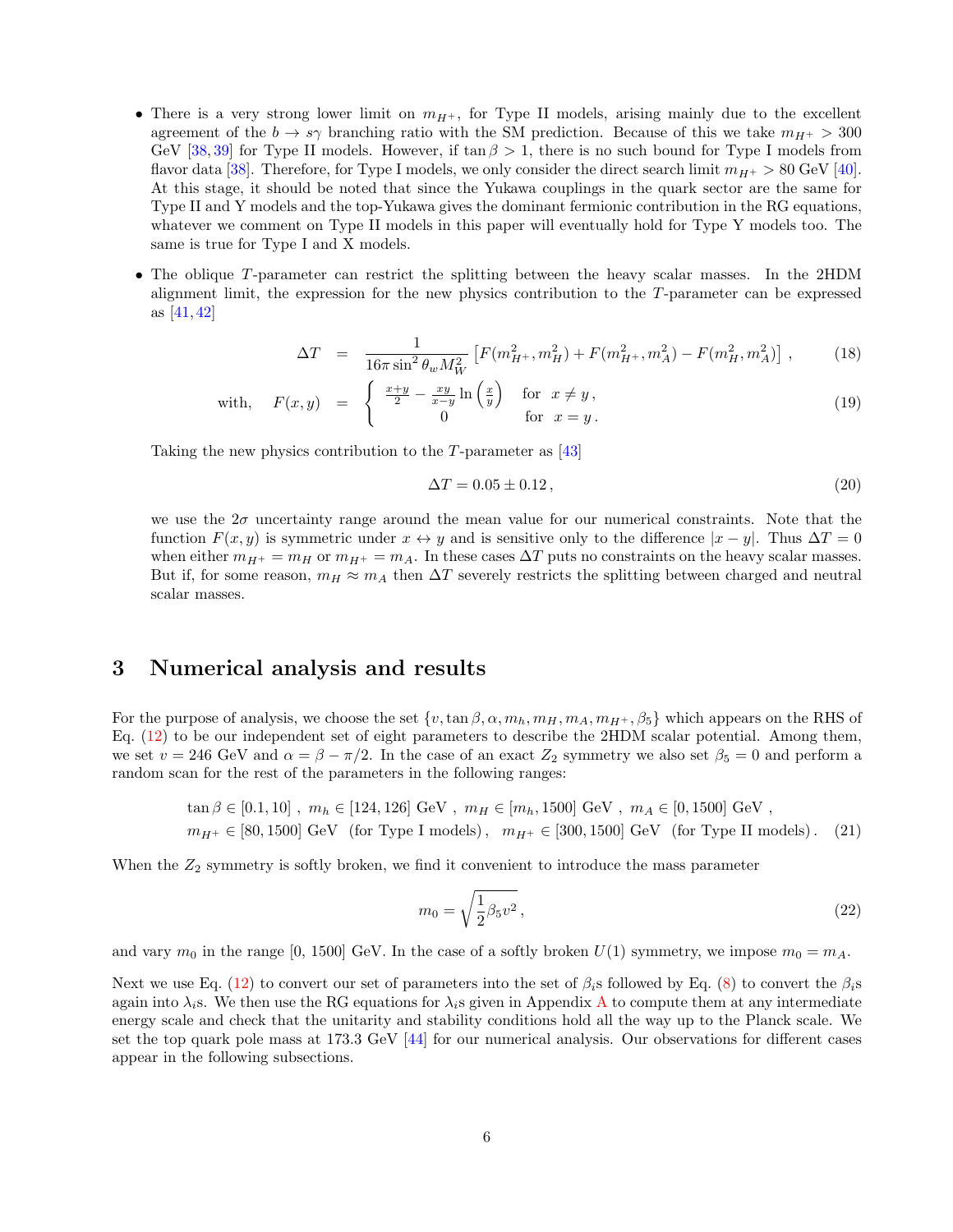- There is a very strong lower limit on $m_{H^+}$, for Type II models, arising mainly due to the excellent agreement of the $b \to s\gamma$ branching ratio with the SM prediction. Because of this we take $m_{H^+} > 300$ GeV [38, 39] for Type II models. However, if $\tan\beta > 1$, there is no such bound for Type I models from flavor data [38]. Therefore, for Type I models, we only consider the direct search limit $m_{H^+} > 80$ GeV [40]. At this stage, it should be noted that since the Yukawa couplings in the quark sector are the same for Type II and Y models and the top-Yukawa gives the dominant fermionic contribution in the RG equations, whatever we comment on Type II models in this paper will eventually hold for Type Y models too. The same is true for Type I and X models.

- The oblique $T$-parameter can restrict the splitting between the heavy scalar masses. In the 2HDM alignment limit, the expression for the new physics contribution to the $T$-parameter can be expressed as [41, 42]

$$\Delta T = \frac{1}{16\pi \sin^2\theta_w M_W^2}\left[F(m_{H^+}^2, m_H^2) + F(m_{H^+}^2, m_A^2) - F(m_H^2, m_A^2)\right], \tag{18}$$

$$\text{with,} \quad F(x,y) = \begin{cases} \frac{x+y}{2} - \frac{xy}{x-y}\ln\left(\frac{x}{y}\right) & \text{for } x \neq y\,, \\ 0 & \text{for } x = y\,. \end{cases} \tag{19}$$

Taking the new physics contribution to the $T$-parameter as [43]

$$\Delta T = 0.05 \pm 0.12\,, \tag{20}$$

we use the $2\sigma$ uncertainty range around the mean value for our numerical constraints. Note that the function $F(x,y)$ is symmetric under $x \leftrightarrow y$ and is sensitive only to the difference $|x-y|$. Thus $\Delta T = 0$ when either $m_{H^+} = m_H$ or $m_{H^+} = m_A$. In these cases $\Delta T$ puts no constraints on the heavy scalar masses. But if, for some reason, $m_H \approx m_A$ then $\Delta T$ severely restricts the splitting between charged and neutral scalar masses.

# 3 Numerical analysis and results

For the purpose of analysis, we choose the set $\{v, \tan\beta, \alpha, m_h, m_H, m_A, m_{H^+}, \beta_5\}$ which appears on the RHS of Eq. (12) to be our independent set of eight parameters to describe the 2HDM scalar potential. Among them, we set $v = 246$ GeV and $\alpha = \beta - \pi/2$. In the case of an exact $Z_2$ symmetry we also set $\beta_5 = 0$ and perform a random scan for the rest of the parameters in the following ranges:

$$\begin{aligned} &\tan\beta \in [0.1, 10]\,,\ m_h \in [124, 126]\ \text{GeV}\,,\ m_H \in [m_h, 1500]\ \text{GeV}\,,\ m_A \in [0, 1500]\ \text{GeV}\,, \\ &m_{H^+} \in [80, 1500]\ \text{GeV}\ \ (\text{for Type I models})\,,\ \ m_{H^+} \in [300, 1500]\ \text{GeV}\ \ (\text{for Type II models})\,. \end{aligned} \tag{21}$$

When the $Z_2$ symmetry is softly broken, we find it convenient to introduce the mass parameter

$$m_0 = \sqrt{\frac{1}{2}\beta_5 v^2}\,, \tag{22}$$

and vary $m_0$ in the range [0, 1500] GeV. In the case of a softly broken $U(1)$ symmetry, we impose $m_0 = m_A$.

Next we use Eq. (12) to convert our set of parameters into the set of $\beta_i$s followed by Eq. (8) to convert the $\beta_i$s again into $\lambda_i$s. We then use the RG equations for $\lambda_i$s given in Appendix A to compute them at any intermediate energy scale and check that the unitarity and stability conditions hold all the way up to the Planck scale. We set the top quark pole mass at 173.3 GeV [44] for our numerical analysis. Our observations for different cases appear in the following subsections.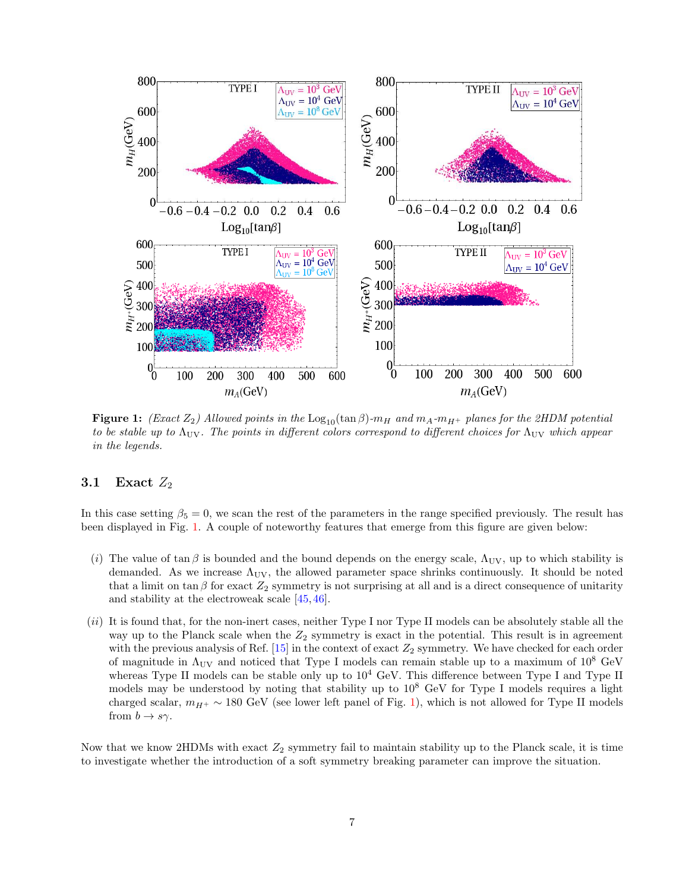**Figure 1:** *(Exact $Z_2$) Allowed points in the* $\text{Log}_{10}(\tan\beta)$-$m_H$ *and* $m_A$-$m_{H^+}$ *planes for the 2HDM potential to be stable up to* $\Lambda_{\text{UV}}$*. The points in different colors correspond to different choices for* $\Lambda_{\text{UV}}$ *which appear in the legends.*

### 3.1 Exact $Z_2$

In this case setting $\beta_5 = 0$, we scan the rest of the parameters in the range specified previously. The result has been displayed in Fig. 1. A couple of noteworthy features that emerge from this figure are given below:

- $(i)$ The value of $\tan\beta$ is bounded and the bound depends on the energy scale, $\Lambda_{\text{UV}}$, up to which stability is demanded. As we increase $\Lambda_{\text{UV}}$, the allowed parameter space shrinks continuously. It should be noted that a limit on $\tan\beta$ for exact $Z_2$ symmetry is not surprising at all and is a direct consequence of unitarity and stability at the electroweak scale [45, 46].

- $(ii)$ It is found that, for the non-inert cases, neither Type I nor Type II models can be absolutely stable all the way up to the Planck scale when the $Z_2$ symmetry is exact in the potential. This result is in agreement with the previous analysis of Ref. [15] in the context of exact $Z_2$ symmetry. We have checked for each order of magnitude in $\Lambda_{\text{UV}}$ and noticed that Type I models can remain stable up to a maximum of $10^8$ GeV whereas Type II models can be stable only up to $10^4$ GeV. This difference between Type I and Type II models may be understood by noting that stability up to $10^8$ GeV for Type I models requires a light charged scalar, $m_{H^+} \sim 180$ GeV (see lower left panel of Fig. 1), which is not allowed for Type II models from $b \to s\gamma$.

Now that we know 2HDMs with exact $Z_2$ symmetry fail to maintain stability up to the Planck scale, it is time to investigate whether the introduction of a soft symmetry breaking parameter can improve the situation.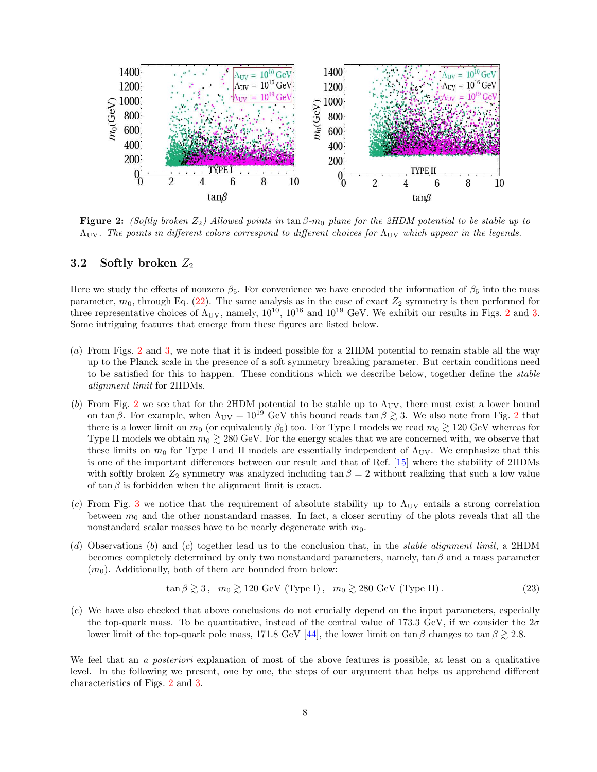**Figure 2:** *(Softly broken $Z_2$) Allowed points in $\tan\beta$-$m_0$ plane for the 2HDM potential to be stable up to $\Lambda_{\rm UV}$. The points in different colors correspond to different choices for $\Lambda_{\rm UV}$ which appear in the legends.*

### 3.2 Softly broken $Z_2$

Here we study the effects of nonzero $\beta_5$. For convenience we have encoded the information of $\beta_5$ into the mass parameter, $m_0$, through Eq. (22). The same analysis as in the case of exact $Z_2$ symmetry is then performed for three representative choices of $\Lambda_{\rm UV}$, namely, $10^{10}$, $10^{16}$ and $10^{19}$ GeV. We exhibit our results in Figs. 2 and 3. Some intriguing features that emerge from these figures are listed below.

(*a*) From Figs. 2 and 3, we note that it is indeed possible for a 2HDM potential to remain stable all the way up to the Planck scale in the presence of a soft symmetry breaking parameter. But certain conditions need to be satisfied for this to happen. These conditions which we describe below, together define the *stable alignment limit* for 2HDMs.

(*b*) From Fig. 2 we see that for the 2HDM potential to be stable up to $\Lambda_{\rm UV}$, there must exist a lower bound on $\tan\beta$. For example, when $\Lambda_{\rm UV} = 10^{19}$ GeV this bound reads $\tan\beta \gtrsim 3$. We also note from Fig. 2 that there is a lower limit on $m_0$ (or equivalently $\beta_5$) too. For Type I models we read $m_0 \gtrsim 120$ GeV whereas for Type II models we obtain $m_0 \gtrsim 280$ GeV. For the energy scales that we are concerned with, we observe that these limits on $m_0$ for Type I and II models are essentially independent of $\Lambda_{\rm UV}$. We emphasize that this is one of the important differences between our result and that of Ref. [15] where the stability of 2HDMs with softly broken $Z_2$ symmetry was analyzed including $\tan\beta = 2$ without realizing that such a low value of $\tan\beta$ is forbidden when the alignment limit is exact.

(*c*) From Fig. 3 we notice that the requirement of absolute stability up to $\Lambda_{\rm UV}$ entails a strong correlation between $m_0$ and the other nonstandard masses. In fact, a closer scrutiny of the plots reveals that all the nonstandard scalar masses have to be nearly degenerate with $m_0$.

(*d*) Observations (*b*) and (*c*) together lead us to the conclusion that, in the *stable alignment limit*, a 2HDM becomes completely determined by only two nonstandard parameters, namely, $\tan\beta$ and a mass parameter ($m_0$). Additionally, both of them are bounded from below:

$$\tan\beta \gtrsim 3\,, \quad m_0 \gtrsim 120 \text{ GeV (Type I)}\,, \quad m_0 \gtrsim 280 \text{ GeV (Type II)}\,. \tag{23}$$

(*e*) We have also checked that above conclusions do not crucially depend on the input parameters, especially the top-quark mass. To be quantitative, instead of the central value of 173.3 GeV, if we consider the $2\sigma$ lower limit of the top-quark pole mass, 171.8 GeV [44], the lower limit on $\tan\beta$ changes to $\tan\beta \gtrsim 2.8$.

We feel that an *a posteriori* explanation of most of the above features is possible, at least on a qualitative level. In the following we present, one by one, the steps of our argument that helps us apprehend different characteristics of Figs. 2 and 3.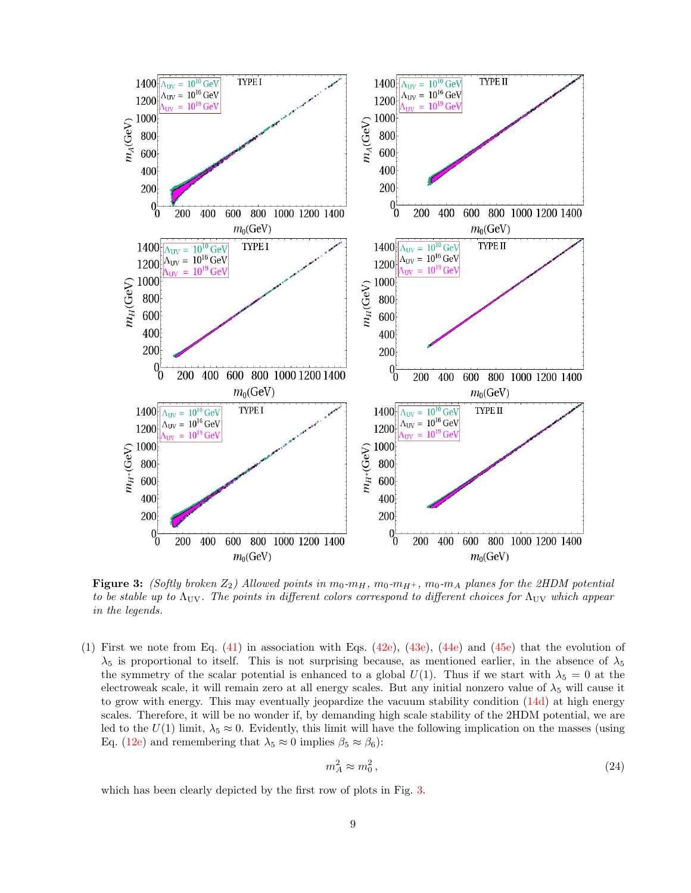**Figure 3:** *(Softly broken $Z_2$) Allowed points in $m_0$-$m_H$, $m_0$-$m_{H^+}$, $m_0$-$m_A$ planes for the 2HDM potential to be stable up to $\Lambda_{\rm UV}$. The points in different colors correspond to different choices for $\Lambda_{\rm UV}$ which appear in the legends.*

(1) First we note from Eq. (41) in association with Eqs. (42e), (43e), (44e) and (45e) that the evolution of $\lambda_5$ is proportional to itself. This is not surprising because, as mentioned earlier, in the absence of $\lambda_5$ the symmetry of the scalar potential is enhanced to a global $U(1)$. Thus if we start with $\lambda_5 = 0$ at the electroweak scale, it will remain zero at all energy scales. But any initial nonzero value of $\lambda_5$ will cause it to grow with energy. This may eventually jeopardize the vacuum stability condition (14d) at high energy scales. Therefore, it will be no wonder if, by demanding high scale stability of the 2HDM potential, we are led to the $U(1)$ limit, $\lambda_5 \approx 0$. Evidently, this limit will have the following implication on the masses (using Eq. (12e) and remembering that $\lambda_5 \approx 0$ implies $\beta_5 \approx \beta_6$):

$$m_A^2 \approx m_0^2 \,, \tag{24}$$

which has been clearly depicted by the first row of plots in Fig. 3.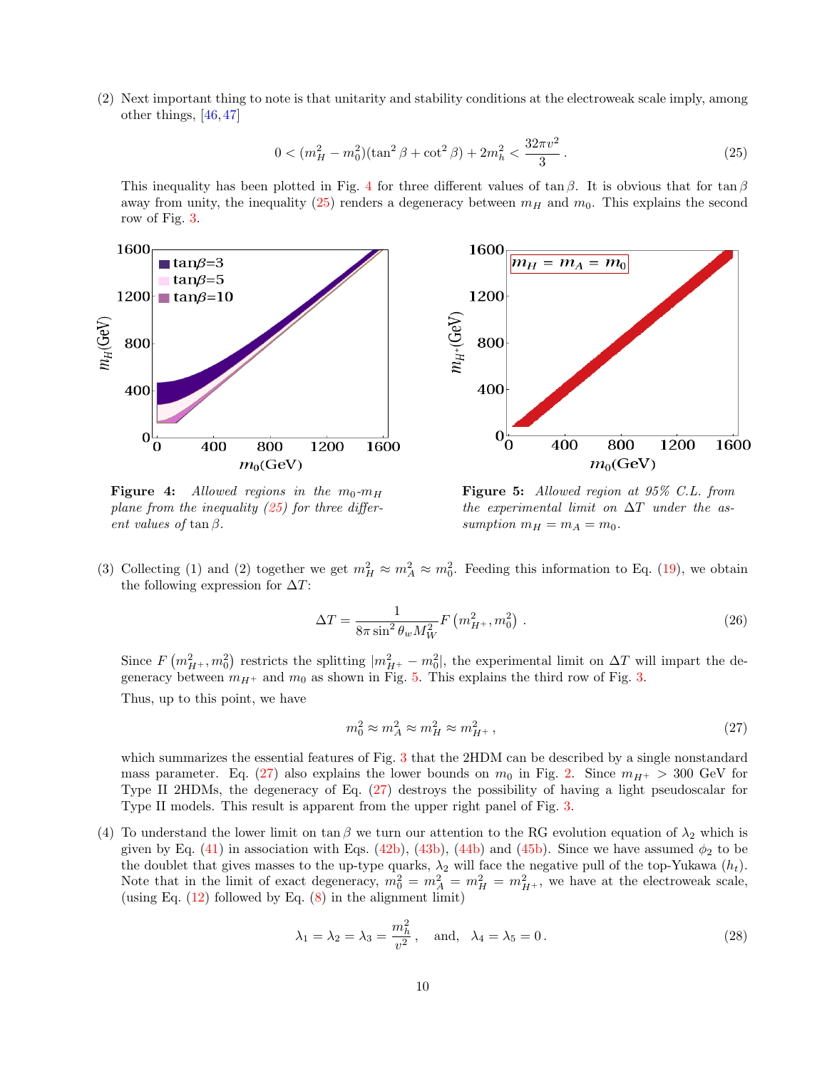(2) Next important thing to note is that unitarity and stability conditions at the electroweak scale imply, among other things, [46, 47]

$$0 < (m_H^2 - m_0^2)(\tan^2\beta + \cot^2\beta) + 2m_h^2 < \frac{32\pi v^2}{3}\,. \tag{25}$$

This inequality has been plotted in Fig. 4 for three different values of $\tan\beta$. It is obvious that for $\tan\beta$ away from unity, the inequality (25) renders a degeneracy between $m_H$ and $m_0$. This explains the second row of Fig. 3.

**Figure 4:** *Allowed regions in the $m_0$-$m_H$ plane from the inequality (25) for three different values of $\tan\beta$.*

**Figure 5:** *Allowed region at 95% C.L. from the experimental limit on $\Delta T$ under the assumption $m_H = m_A = m_0$.*

(3) Collecting (1) and (2) together we get $m_H^2 \approx m_A^2 \approx m_0^2$. Feeding this information to Eq. (19), we obtain the following expression for $\Delta T$:

$$\Delta T = \frac{1}{8\pi \sin^2\theta_w M_W^2} F\left(m_{H^+}^2, m_0^2\right)\,. \tag{26}$$

Since $F\left(m_{H^+}^2, m_0^2\right)$ restricts the splitting $|m_{H^+}^2 - m_0^2|$, the experimental limit on $\Delta T$ will impart the degeneracy between $m_{H^+}$ and $m_0$ as shown in Fig. 5. This explains the third row of Fig. 3.

Thus, up to this point, we have

$$m_0^2 \approx m_A^2 \approx m_H^2 \approx m_{H^+}^2\,, \tag{27}$$

which summarizes the essential features of Fig. 3 that the 2HDM can be described by a single nonstandard mass parameter. Eq. (27) also explains the lower bounds on $m_0$ in Fig. 2. Since $m_{H^+} > 300$ GeV for Type II 2HDMs, the degeneracy of Eq. (27) destroys the possibility of having a light pseudoscalar for Type II models. This result is apparent from the upper right panel of Fig. 3.

(4) To understand the lower limit on $\tan\beta$ we turn our attention to the RG evolution equation of $\lambda_2$ which is given by Eq. (41) in association with Eqs. (42b), (43b), (44b) and (45b). Since we have assumed $\phi_2$ to be the doublet that gives masses to the up-type quarks, $\lambda_2$ will face the negative pull of the top-Yukawa ($h_t$). Note that in the limit of exact degeneracy, $m_0^2 = m_A^2 = m_H^2 = m_{H^+}^2$, we have at the electroweak scale, (using Eq. (12) followed by Eq. (8) in the alignment limit)

$$\lambda_1 = \lambda_2 = \lambda_3 = \frac{m_h^2}{v^2}\,, \quad \text{and,} \quad \lambda_4 = \lambda_5 = 0\,. \tag{28}$$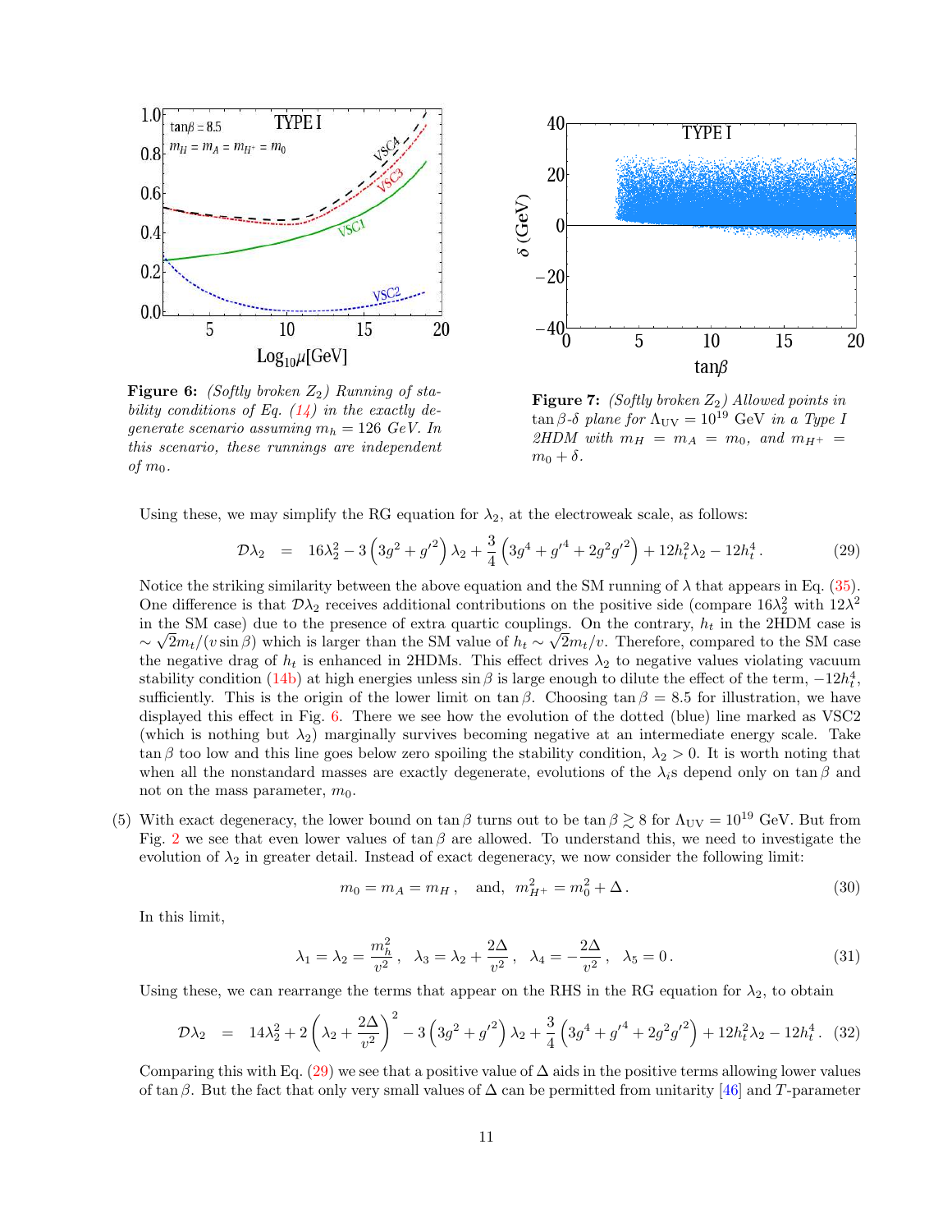**Figure 6:** *(Softly broken $Z_2$) Running of stability conditions of Eq. (14) in the exactly degenerate scenario assuming $m_h = 126$ GeV. In this scenario, these runnings are independent of $m_0$.*

**Figure 7:** *(Softly broken $Z_2$) Allowed points in $\tan\beta$-$\delta$ plane for $\Lambda_{\rm UV} = 10^{19}$ GeV in a Type I 2HDM with $m_H = m_A = m_0$, and $m_{H^+} = m_0 + \delta$.*

Using these, we may simplify the RG equation for $\lambda_2$, at the electroweak scale, as follows:

$$\mathcal{D}\lambda_2 \;\; = \;\; 16\lambda_2^2 - 3\left(3g^2 + g'^2\right)\lambda_2 + \frac{3}{4}\left(3g^4 + g'^4 + 2g^2g'^2\right) + 12h_t^2\lambda_2 - 12h_t^4 \,. \tag{29}$$

Notice the striking similarity between the above equation and the SM running of $\lambda$ that appears in Eq. (35). One difference is that $\mathcal{D}\lambda_2$ receives additional contributions on the positive side (compare $16\lambda_2^2$ with $12\lambda^2$ in the SM case) due to the presence of extra quartic couplings. On the contrary, $h_t$ in the 2HDM case is $\sim \sqrt{2}m_t/(v\sin\beta)$ which is larger than the SM value of $h_t \sim \sqrt{2}m_t/v$. Therefore, compared to the SM case the negative drag of $h_t$ is enhanced in 2HDMs. This effect drives $\lambda_2$ to negative values violating vacuum stability condition (14b) at high energies unless $\sin\beta$ is large enough to dilute the effect of the term, $-12h_t^4$, sufficiently. This is the origin of the lower limit on $\tan\beta$. Choosing $\tan\beta = 8.5$ for illustration, we have displayed this effect in Fig. 6. There we see how the evolution of the dotted (blue) line marked as VSC2 (which is nothing but $\lambda_2$) marginally survives becoming negative at an intermediate energy scale. Take $\tan\beta$ too low and this line goes below zero spoiling the stability condition, $\lambda_2 > 0$. It is worth noting that when all the nonstandard masses are exactly degenerate, evolutions of the $\lambda_i$s depend only on $\tan\beta$ and not on the mass parameter, $m_0$.

(5) With exact degeneracy, the lower bound on $\tan\beta$ turns out to be $\tan\beta \gtrsim 8$ for $\Lambda_{\rm UV} = 10^{19}$ GeV. But from Fig. 2 we see that even lower values of $\tan\beta$ are allowed. To understand this, we need to investigate the evolution of $\lambda_2$ in greater detail. Instead of exact degeneracy, we now consider the following limit:

$$m_0 = m_A = m_H \,, \quad \text{and,} \;\; m_{H^+}^2 = m_0^2 + \Delta \,. \tag{30}$$

In this limit,

$$\lambda_1 = \lambda_2 = \frac{m_h^2}{v^2}\,, \quad \lambda_3 = \lambda_2 + \frac{2\Delta}{v^2}\,, \quad \lambda_4 = -\frac{2\Delta}{v^2}\,, \quad \lambda_5 = 0\,. \tag{31}$$

Using these, we can rearrange the terms that appear on the RHS in the RG equation for $\lambda_2$, to obtain

$$\mathcal{D}\lambda_2 \;\; = \;\; 14\lambda_2^2 + 2\left(\lambda_2 + \frac{2\Delta}{v^2}\right)^2 - 3\left(3g^2 + g'^2\right)\lambda_2 + \frac{3}{4}\left(3g^4 + g'^4 + 2g^2g'^2\right) + 12h_t^2\lambda_2 - 12h_t^4 \,. \tag{32}$$

Comparing this with Eq. (29) we see that a positive value of $\Delta$ aids in the positive terms allowing lower values of $\tan\beta$. But the fact that only very small values of $\Delta$ can be permitted from unitarity [46] and $T$-parameter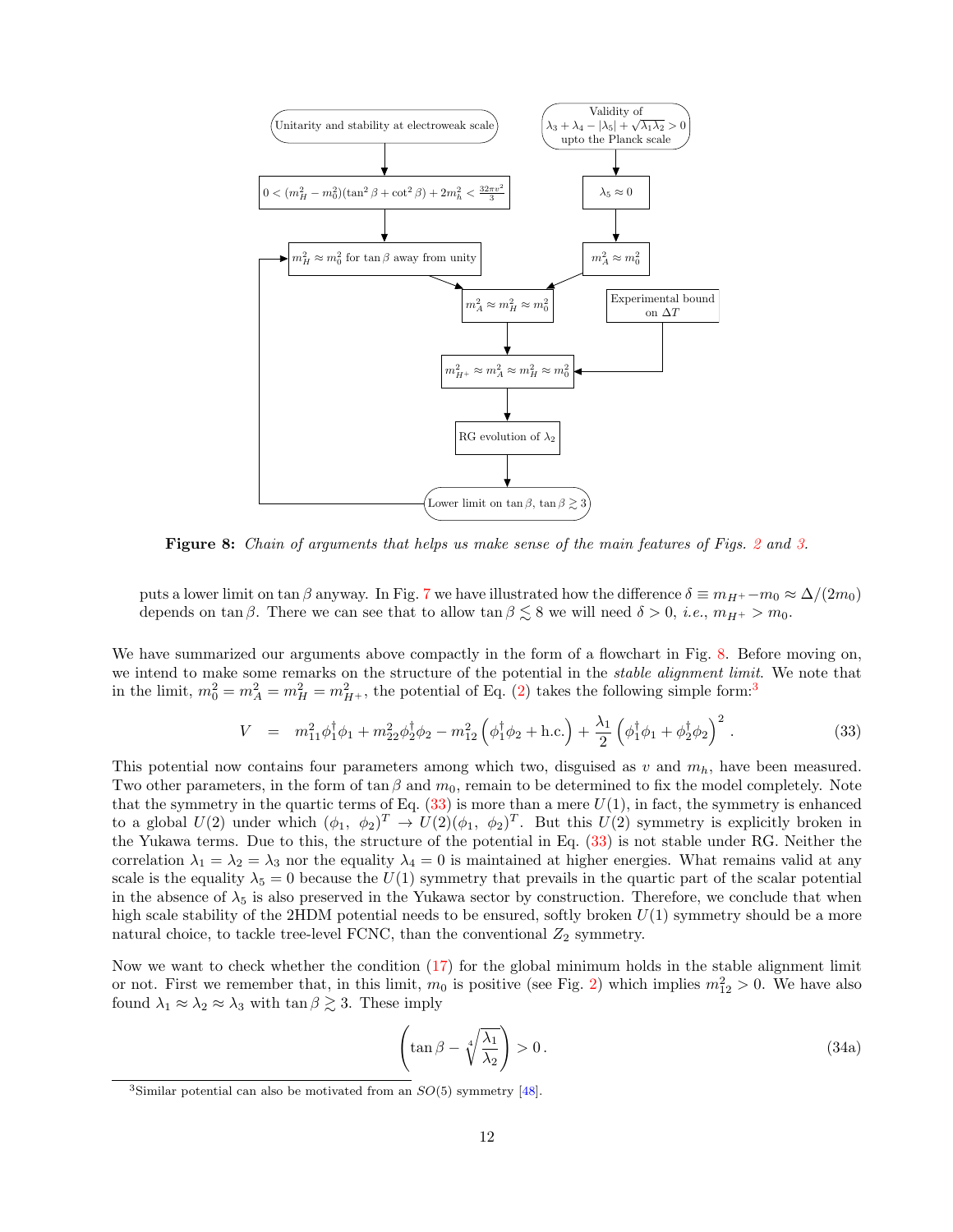Unitarity and stability at electroweak scale → $0 < (m_H^2 - m_0^2)(\tan^2\beta + \cot^2\beta) + 2m_h^2 < \frac{32\pi v^2}{3}$ → $m_H^2 \approx m_0^2$ for $\tan\beta$ away from unity

Validity of $\lambda_3 + \lambda_4 - |\lambda_5| + \sqrt{\lambda_1\lambda_2} > 0$ upto the Planck scale → $\lambda_5 \approx 0$ → $m_A^2 \approx m_0^2$

→ $m_A^2 \approx m_H^2 \approx m_0^2$

Experimental bound on $\Delta T$ → $m_{H^+}^2 \approx m_A^2 \approx m_H^2 \approx m_0^2$ → RG evolution of $\lambda_2$ → Lower limit on $\tan\beta$, $\tan\beta \gtrsim 3$

**Figure 8:** *Chain of arguments that helps us make sense of the main features of Figs. 2 and 3.*

puts a lower limit on $\tan\beta$ anyway. In Fig. 7 we have illustrated how the difference $\delta \equiv m_{H^+} - m_0 \approx \Delta/(2m_0)$ depends on $\tan\beta$. There we can see that to allow $\tan\beta \lesssim 8$ we will need $\delta > 0$, *i.e.*, $m_{H^+} > m_0$.

We have summarized our arguments above compactly in the form of a flowchart in Fig. 8. Before moving on, we intend to make some remarks on the structure of the potential in the *stable alignment limit*. We note that in the limit, $m_0^2 = m_A^2 = m_H^2 = m_{H^+}^2$, the potential of Eq. (2) takes the following simple form:[3]

$$V = m_{11}^2 \phi_1^\dagger\phi_1 + m_{22}^2 \phi_2^\dagger\phi_2 - m_{12}^2\left(\phi_1^\dagger\phi_2 + \text{h.c.}\right) + \frac{\lambda_1}{2}\left(\phi_1^\dagger\phi_1 + \phi_2^\dagger\phi_2\right)^2 . \tag{33}$$

This potential now contains four parameters among which two, disguised as $v$ and $m_h$, have been measured. Two other parameters, in the form of $\tan\beta$ and $m_0$, remain to be determined to fix the model completely. Note that the symmetry in the quartic terms of Eq. (33) is more than a mere $U(1)$, in fact, the symmetry is enhanced to a global $U(2)$ under which $(\phi_1,\ \phi_2)^T \to U(2)(\phi_1,\ \phi_2)^T$. But this $U(2)$ symmetry is explicitly broken in the Yukawa terms. Due to this, the structure of the potential in Eq. (33) is not stable under RG. Neither the correlation $\lambda_1 = \lambda_2 = \lambda_3$ nor the equality $\lambda_4 = 0$ is maintained at higher energies. What remains valid at any scale is the equality $\lambda_5 = 0$ because the $U(1)$ symmetry that prevails in the quartic part of the scalar potential in the absence of $\lambda_5$ is also preserved in the Yukawa sector by construction. Therefore, we conclude that when high scale stability of the 2HDM potential needs to be ensured, softly broken $U(1)$ symmetry should be a more natural choice, to tackle tree-level FCNC, than the conventional $Z_2$ symmetry.

Now we want to check whether the condition (17) for the global minimum holds in the stable alignment limit or not. First we remember that, in this limit, $m_0$ is positive (see Fig. 2) which implies $m_{12}^2 > 0$. We have also found $\lambda_1 \approx \lambda_2 \approx \lambda_3$ with $\tan\beta \gtrsim 3$. These imply

$$\left(\tan\beta - \sqrt[4]{\frac{\lambda_1}{\lambda_2}}\right) > 0 . \tag{34a}$$

[3]Similar potential can also be motivated from an $SO(5)$ symmetry [48].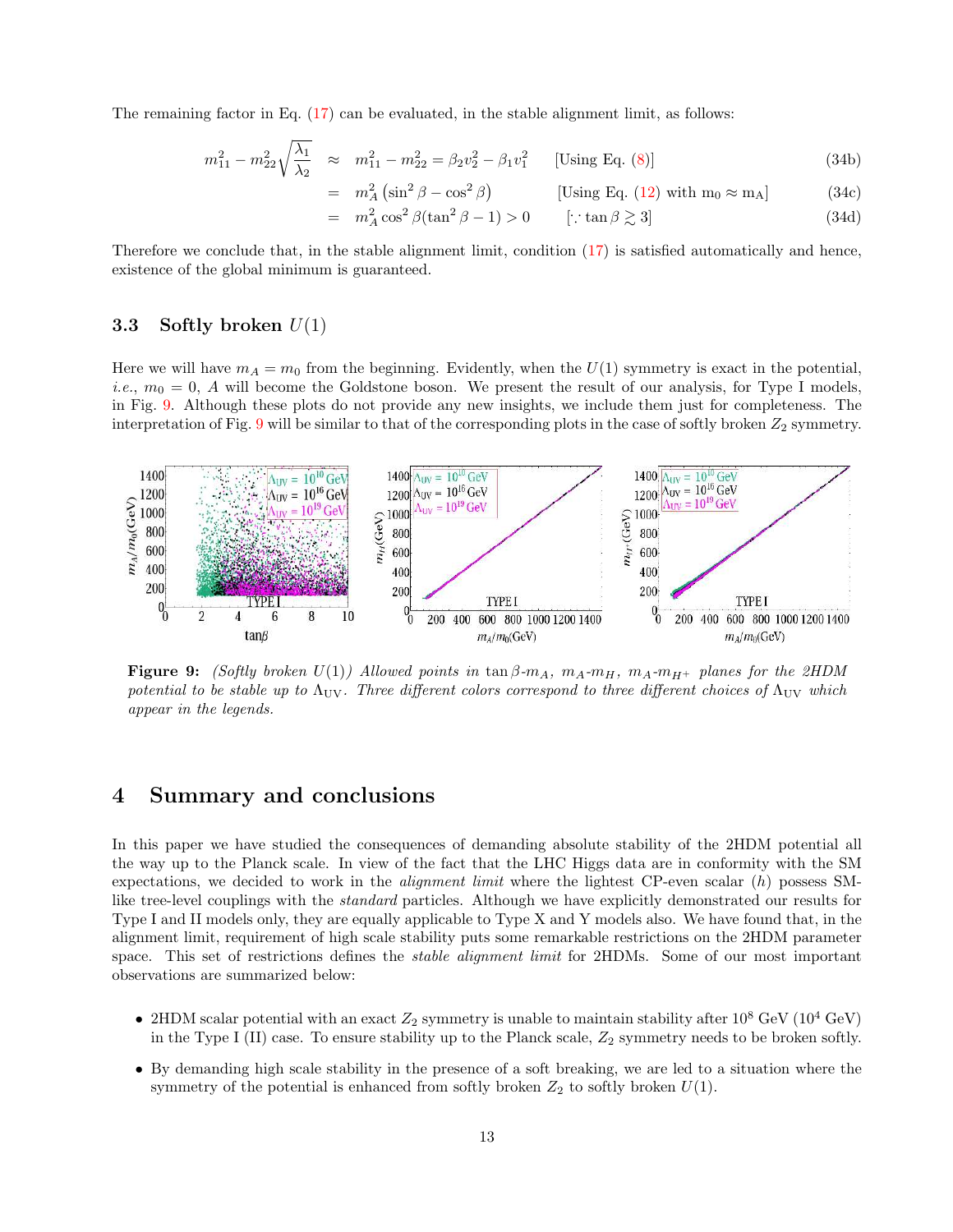The remaining factor in Eq. (17) can be evaluated, in the stable alignment limit, as follows:

$$
\begin{aligned}
m_{11}^2 - m_{22}^2\sqrt{\frac{\lambda_1}{\lambda_2}} &\approx m_{11}^2 - m_{22}^2 = \beta_2 v_2^2 - \beta_1 v_1^2 \qquad \text{[Using Eq. (8)]} \qquad &(34b)\\
&= m_A^2\left(\sin^2\beta - \cos^2\beta\right) \qquad \text{[Using Eq. (12) with } m_0 \approx m_A\text{]} \qquad &(34c)\\
&= m_A^2 \cos^2\beta(\tan^2\beta - 1) > 0 \qquad [\because \tan\beta \gtrsim 3] \qquad &(34d)
\end{aligned}
$$

Therefore we conclude that, in the stable alignment limit, condition (17) is satisfied automatically and hence, existence of the global minimum is guaranteed.

### 3.3 Softly broken $U(1)$

Here we will have $m_A = m_0$ from the beginning. Evidently, when the $U(1)$ symmetry is exact in the potential, *i.e.*, $m_0 = 0$, $A$ will become the Goldstone boson. We present the result of our analysis, for Type I models, in Fig. 9. Although these plots do not provide any new insights, we include them just for completeness. The interpretation of Fig. 9 will be similar to that of the corresponding plots in the case of softly broken $Z_2$ symmetry.

**Figure 9:** *(Softly broken $U(1)$) Allowed points in $\tan\beta$-$m_A$, $m_A$-$m_H$, $m_A$-$m_{H^+}$ planes for the 2HDM potential to be stable up to $\Lambda_{\rm UV}$. Three different colors correspond to three different choices of $\Lambda_{\rm UV}$ which appear in the legends.*

## 4 Summary and conclusions

In this paper we have studied the consequences of demanding absolute stability of the 2HDM potential all the way up to the Planck scale. In view of the fact that the LHC Higgs data are in conformity with the SM expectations, we decided to work in the *alignment limit* where the lightest CP-even scalar ($h$) possess SM-like tree-level couplings with the *standard* particles. Although we have explicitly demonstrated our results for Type I and II models only, they are equally applicable to Type X and Y models also. We have found that, in the alignment limit, requirement of high scale stability puts some remarkable restrictions on the 2HDM parameter space. This set of restrictions defines the *stable alignment limit* for 2HDMs. Some of our most important observations are summarized below:

- 2HDM scalar potential with an exact $Z_2$ symmetry is unable to maintain stability after $10^8$ GeV ($10^4$ GeV) in the Type I (II) case. To ensure stability up to the Planck scale, $Z_2$ symmetry needs to be broken softly.
- By demanding high scale stability in the presence of a soft breaking, we are led to a situation where the symmetry of the potential is enhanced from softly broken $Z_2$ to softly broken $U(1)$.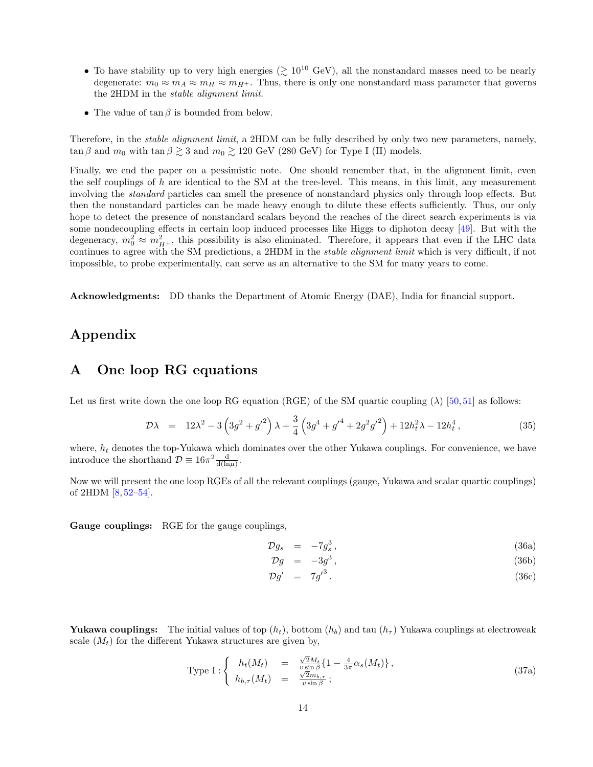- To have stability up to very high energies ($\gtrsim 10^{10}$ GeV), all the nonstandard masses need to be nearly degenerate: $m_0 \approx m_A \approx m_H \approx m_{H^+}$. Thus, there is only one nonstandard mass parameter that governs the 2HDM in the *stable alignment limit*.
- The value of $\tan\beta$ is bounded from below.

Therefore, in the *stable alignment limit*, a 2HDM can be fully described by only two new parameters, namely, $\tan\beta$ and $m_0$ with $\tan\beta \gtrsim 3$ and $m_0 \gtrsim 120$ GeV (280 GeV) for Type I (II) models.

Finally, we end the paper on a pessimistic note. One should remember that, in the alignment limit, even the self couplings of $h$ are identical to the SM at the tree-level. This means, in this limit, any measurement involving the *standard* particles can smell the presence of nonstandard physics only through loop effects. But then the nonstandard particles can be made heavy enough to dilute these effects sufficiently. Thus, our only hope to detect the presence of nonstandard scalars beyond the reaches of the direct search experiments is via some nondecoupling effects in certain loop induced processes like Higgs to diphoton decay [49]. But with the degeneracy, $m_0^2 \approx m_{H^+}^2$, this possibility is also eliminated. Therefore, it appears that even if the LHC data continues to agree with the SM predictions, a 2HDM in the *stable alignment limit* which is very difficult, if not impossible, to probe experimentally, can serve as an alternative to the SM for many years to come.

**Acknowledgments:** DD thanks the Department of Atomic Energy (DAE), India for financial support.

# Appendix

## A One loop RG equations

Let us first write down the one loop RG equation (RGE) of the SM quartic coupling ($\lambda$) [50,51] as follows:

$$\mathcal{D}\lambda = 12\lambda^2 - 3\left(3g^2 + g'^2\right)\lambda + \frac{3}{4}\left(3g^4 + g'^4 + 2g^2g'^2\right) + 12h_t^2\lambda - 12h_t^4\,, \tag{35}$$

where, $h_t$ denotes the top-Yukawa which dominates over the other Yukawa couplings. For convenience, we have introduce the shorthand $\mathcal{D} \equiv 16\pi^2\frac{\mathrm{d}}{\mathrm{d}(\ln\mu)}$.

Now we will present the one loop RGEs of all the relevant couplings (gauge, Yukawa and scalar quartic couplings) of 2HDM [8,52–54].

**Gauge couplings:** RGE for the gauge couplings,

$$\mathcal{D}g_s = -7g_s^3\,, \tag{36a}$$

$$\mathcal{D}g = -3g^3\,, \tag{36b}$$

$$\mathcal{D}g' = 7g'^3\,. \tag{36c}$$

**Yukawa couplings:** The initial values of top ($h_t$), bottom ($h_b$) and tau ($h_\tau$) Yukawa couplings at electroweak scale ($M_t$) for the different Yukawa structures are given by,

$$\text{Type I}: \begin{cases} h_t(M_t) &= \frac{\sqrt{2}M_t}{v\sin\beta}\{1 - \frac{4}{3\pi}\alpha_s(M_t)\}\,, \\ h_{b,\tau}(M_t) &= \frac{\sqrt{2}m_{b,\tau}}{v\sin\beta}\,; \end{cases} \tag{37a}$$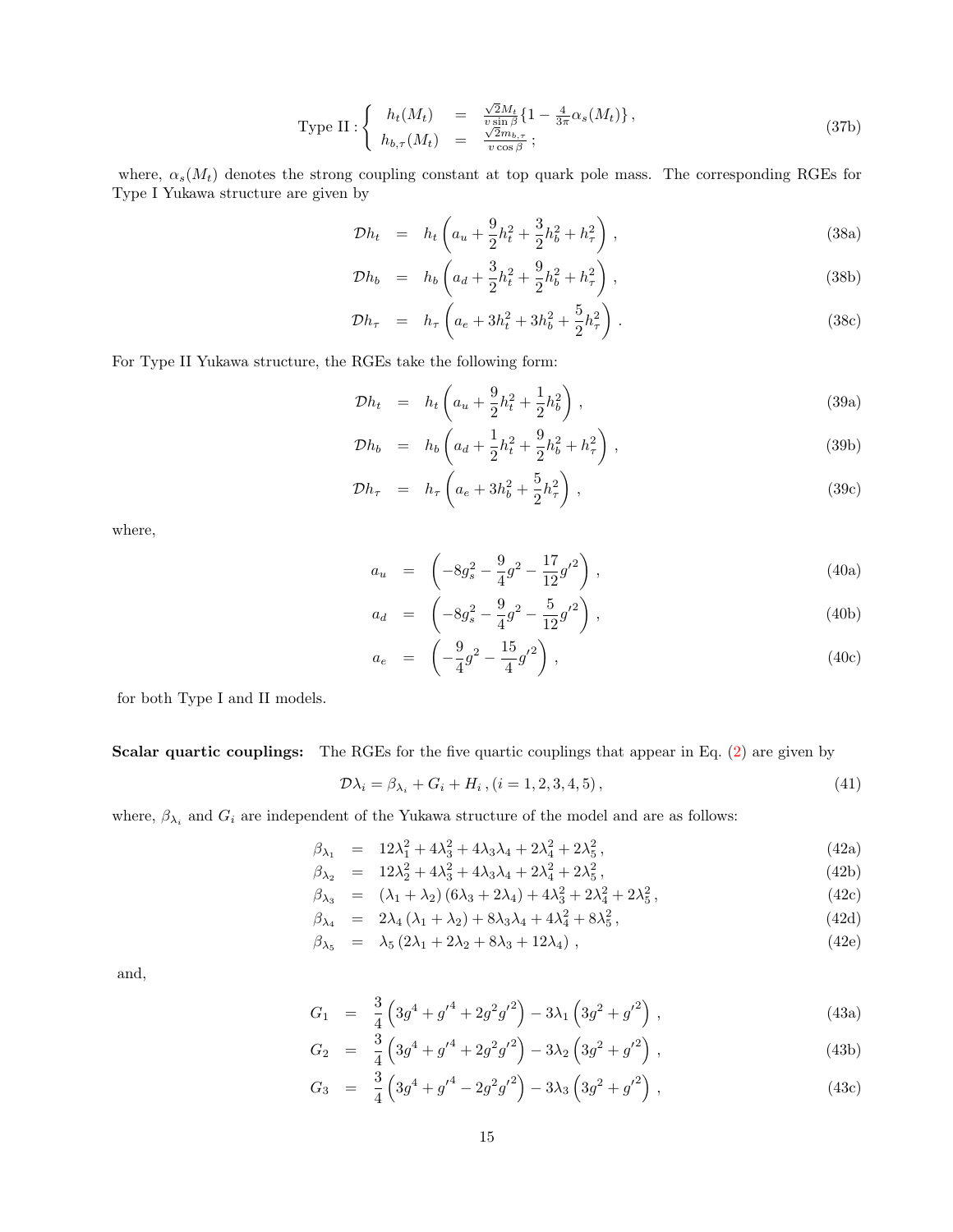$$\text{Type II}: \begin{cases} h_t(M_t) & = & \frac{\sqrt{2}M_t}{v\sin\beta}\{1 - \frac{4}{3\pi}\alpha_s(M_t)\}\,, \\ h_{b,\tau}(M_t) & = & \frac{\sqrt{2}m_{b,\tau}}{v\cos\beta}\,; \end{cases} \tag{37b}$$

where, $\alpha_s(M_t)$ denotes the strong coupling constant at top quark pole mass. The corresponding RGEs for Type I Yukawa structure are given by

$$\mathcal{D}h_t = h_t\left(a_u + \frac{9}{2}h_t^2 + \frac{3}{2}h_b^2 + h_\tau^2\right)\,, \tag{38a}$$

$$\mathcal{D}h_b = h_b\left(a_d + \frac{3}{2}h_t^2 + \frac{9}{2}h_b^2 + h_\tau^2\right)\,, \tag{38b}$$

$$\mathcal{D}h_\tau = h_\tau\left(a_e + 3h_t^2 + 3h_b^2 + \frac{5}{2}h_\tau^2\right)\,. \tag{38c}$$

For Type II Yukawa structure, the RGEs take the following form:

$$\mathcal{D}h_t = h_t\left(a_u + \frac{9}{2}h_t^2 + \frac{1}{2}h_b^2\right)\,, \tag{39a}$$

$$\mathcal{D}h_b = h_b\left(a_d + \frac{1}{2}h_t^2 + \frac{9}{2}h_b^2 + h_\tau^2\right)\,, \tag{39b}$$

$$\mathcal{D}h_\tau = h_\tau\left(a_e + 3h_b^2 + \frac{5}{2}h_\tau^2\right)\,, \tag{39c}$$

where,

$$a_u = \left(-8g_s^2 - \frac{9}{4}g^2 - \frac{17}{12}{g'}^2\right)\,, \tag{40a}$$

$$a_d = \left(-8g_s^2 - \frac{9}{4}g^2 - \frac{5}{12}{g'}^2\right)\,, \tag{40b}$$

$$a_e = \left(-\frac{9}{4}g^2 - \frac{15}{4}{g'}^2\right)\,, \tag{40c}$$

for both Type I and II models.

**Scalar quartic couplings:** The RGEs for the five quartic couplings that appear in Eq. (2) are given by

$$\mathcal{D}\lambda_i = \beta_{\lambda_i} + G_i + H_i\,,\,(i = 1,2,3,4,5)\,, \tag{41}$$

where, $\beta_{\lambda_i}$ and $G_i$ are independent of the Yukawa structure of the model and are as follows:

$$\beta_{\lambda_1} = 12\lambda_1^2 + 4\lambda_3^2 + 4\lambda_3\lambda_4 + 2\lambda_4^2 + 2\lambda_5^2\,, \tag{42a}$$

$$\beta_{\lambda_2} = 12\lambda_2^2 + 4\lambda_3^2 + 4\lambda_3\lambda_4 + 2\lambda_4^2 + 2\lambda_5^2\,, \tag{42b}$$

$$\beta_{\lambda_3} = (\lambda_1 + \lambda_2)(6\lambda_3 + 2\lambda_4) + 4\lambda_3^2 + 2\lambda_4^2 + 2\lambda_5^2\,, \tag{42c}$$

$$\beta_{\lambda_4} = 2\lambda_4(\lambda_1 + \lambda_2) + 8\lambda_3\lambda_4 + 4\lambda_4^2 + 8\lambda_5^2\,, \tag{42d}$$

$$\beta_{\lambda_5} = \lambda_5(2\lambda_1 + 2\lambda_2 + 8\lambda_3 + 12\lambda_4)\,, \tag{42e}$$

and,

$$G_1 = \frac{3}{4}\left(3g^4 + {g'}^4 + 2g^2{g'}^2\right) - 3\lambda_1\left(3g^2 + {g'}^2\right)\,, \tag{43a}$$

$$G_2 = \frac{3}{4}\left(3g^4 + {g'}^4 + 2g^2{g'}^2\right) - 3\lambda_2\left(3g^2 + {g'}^2\right)\,, \tag{43b}$$

$$G_3 = \frac{3}{4}\left(3g^4 + {g'}^4 - 2g^2{g'}^2\right) - 3\lambda_3\left(3g^2 + {g'}^2\right)\,, \tag{43c}$$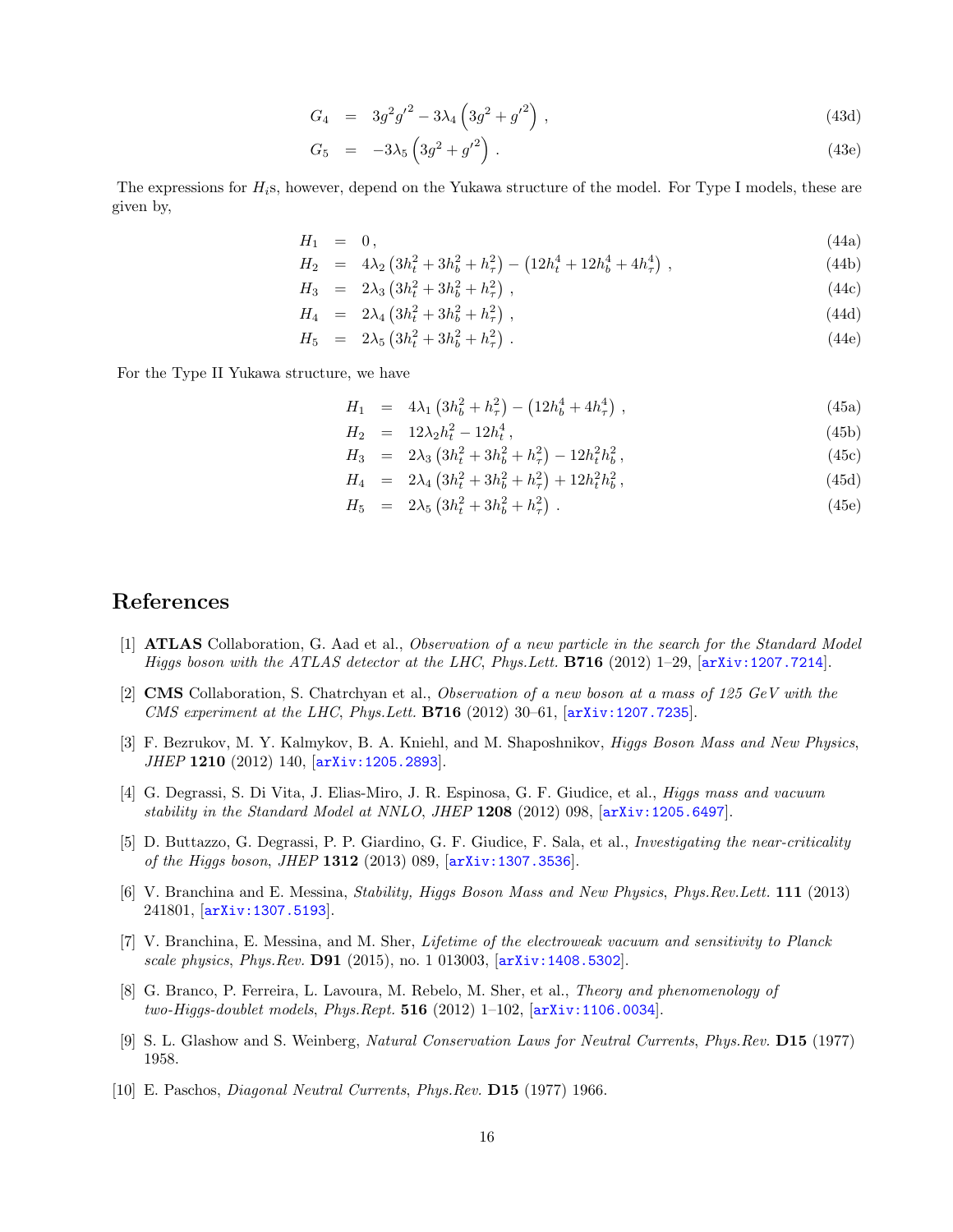$$G_4 = 3g^2 g'^2 - 3\lambda_4 \left(3g^2 + g'^2\right) , \tag{43d}$$

$$G_5 = -3\lambda_5 \left(3g^2 + g'^2\right) . \tag{43e}$$

The expressions for $H_i$s, however, depend on the Yukawa structure of the model. For Type I models, these are given by,

$$H_1 = 0 , \tag{44a}$$

$$H_2 = 4\lambda_2 \left(3h_t^2 + 3h_b^2 + h_\tau^2\right) - \left(12h_t^4 + 12h_b^4 + 4h_\tau^4\right) , \tag{44b}$$

$$H_3 = 2\lambda_3 \left(3h_t^2 + 3h_b^2 + h_\tau^2\right) , \tag{44c}$$

$$H_4 = 2\lambda_4 \left(3h_t^2 + 3h_b^2 + h_\tau^2\right) , \tag{44d}$$

$$H_5 = 2\lambda_5 \left(3h_t^2 + 3h_b^2 + h_\tau^2\right) . \tag{44e}$$

For the Type II Yukawa structure, we have

$$H_1 = 4\lambda_1 \left(3h_b^2 + h_\tau^2\right) - \left(12h_b^4 + 4h_\tau^4\right) , \tag{45a}$$

$$H_2 = 12\lambda_2 h_t^2 - 12h_t^4 , \tag{45b}$$

$$H_3 = 2\lambda_3 \left(3h_t^2 + 3h_b^2 + h_\tau^2\right) - 12h_t^2 h_b^2 , \tag{45c}$$

$$H_4 = 2\lambda_4 \left(3h_t^2 + 3h_b^2 + h_\tau^2\right) + 12h_t^2 h_b^2 , \tag{45d}$$

$$H_5 = 2\lambda_5 \left(3h_t^2 + 3h_b^2 + h_\tau^2\right) . \tag{45e}$$

# References

[1] **ATLAS** Collaboration, G. Aad et al., *Observation of a new particle in the search for the Standard Model Higgs boson with the ATLAS detector at the LHC*, *Phys.Lett.* **B716** (2012) 1–29, [arXiv:1207.7214].

[2] **CMS** Collaboration, S. Chatrchyan et al., *Observation of a new boson at a mass of 125 GeV with the CMS experiment at the LHC*, *Phys.Lett.* **B716** (2012) 30–61, [arXiv:1207.7235].

[3] F. Bezrukov, M. Y. Kalmykov, B. A. Kniehl, and M. Shaposhnikov, *Higgs Boson Mass and New Physics*, *JHEP* **1210** (2012) 140, [arXiv:1205.2893].

[4] G. Degrassi, S. Di Vita, J. Elias-Miro, J. R. Espinosa, G. F. Giudice, et al., *Higgs mass and vacuum stability in the Standard Model at NNLO*, *JHEP* **1208** (2012) 098, [arXiv:1205.6497].

[5] D. Buttazzo, G. Degrassi, P. P. Giardino, G. F. Giudice, F. Sala, et al., *Investigating the near-criticality of the Higgs boson*, *JHEP* **1312** (2013) 089, [arXiv:1307.3536].

[6] V. Branchina and E. Messina, *Stability, Higgs Boson Mass and New Physics*, *Phys.Rev.Lett.* **111** (2013) 241801, [arXiv:1307.5193].

[7] V. Branchina, E. Messina, and M. Sher, *Lifetime of the electroweak vacuum and sensitivity to Planck scale physics*, *Phys.Rev.* **D91** (2015), no. 1 013003, [arXiv:1408.5302].

[8] G. Branco, P. Ferreira, L. Lavoura, M. Rebelo, M. Sher, et al., *Theory and phenomenology of two-Higgs-doublet models*, *Phys.Rept.* **516** (2012) 1–102, [arXiv:1106.0034].

[9] S. L. Glashow and S. Weinberg, *Natural Conservation Laws for Neutral Currents*, *Phys.Rev.* **D15** (1977) 1958.

[10] E. Paschos, *Diagonal Neutral Currents*, *Phys.Rev.* **D15** (1977) 1966.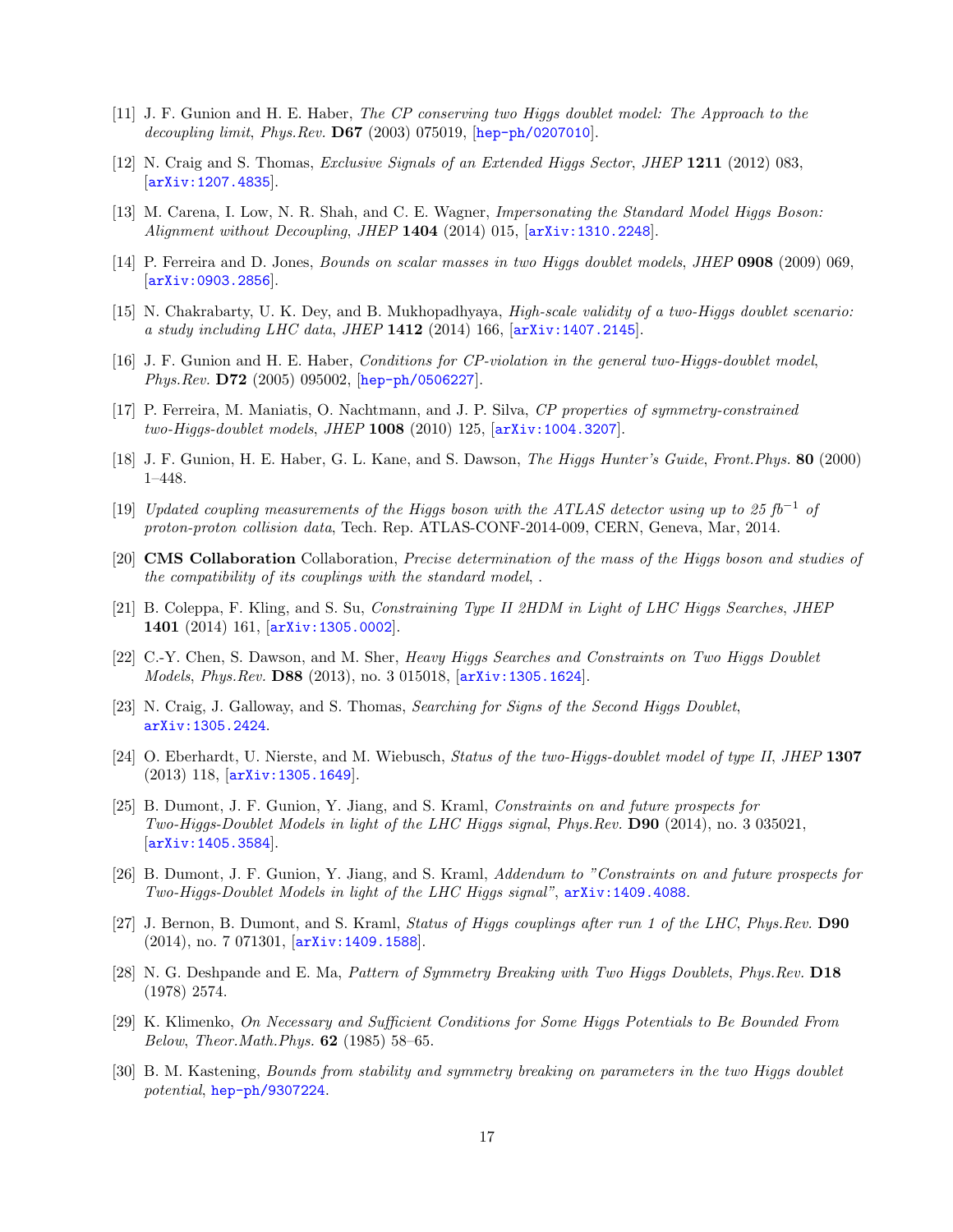[11] J. F. Gunion and H. E. Haber, *The CP conserving two Higgs doublet model: The Approach to the decoupling limit*, *Phys.Rev.* **D67** (2003) 075019, [hep-ph/0207010].

[12] N. Craig and S. Thomas, *Exclusive Signals of an Extended Higgs Sector*, *JHEP* **1211** (2012) 083, [arXiv:1207.4835].

[13] M. Carena, I. Low, N. R. Shah, and C. E. Wagner, *Impersonating the Standard Model Higgs Boson: Alignment without Decoupling*, *JHEP* **1404** (2014) 015, [arXiv:1310.2248].

[14] P. Ferreira and D. Jones, *Bounds on scalar masses in two Higgs doublet models*, *JHEP* **0908** (2009) 069, [arXiv:0903.2856].

[15] N. Chakrabarty, U. K. Dey, and B. Mukhopadhyaya, *High-scale validity of a two-Higgs doublet scenario: a study including LHC data*, *JHEP* **1412** (2014) 166, [arXiv:1407.2145].

[16] J. F. Gunion and H. E. Haber, *Conditions for CP-violation in the general two-Higgs-doublet model*, *Phys.Rev.* **D72** (2005) 095002, [hep-ph/0506227].

[17] P. Ferreira, M. Maniatis, O. Nachtmann, and J. P. Silva, *CP properties of symmetry-constrained two-Higgs-doublet models*, *JHEP* **1008** (2010) 125, [arXiv:1004.3207].

[18] J. F. Gunion, H. E. Haber, G. L. Kane, and S. Dawson, *The Higgs Hunter's Guide*, *Front.Phys.* **80** (2000) 1–448.

[19] *Updated coupling measurements of the Higgs boson with the ATLAS detector using up to 25 fb$^{-1}$ of proton-proton collision data*, Tech. Rep. ATLAS-CONF-2014-009, CERN, Geneva, Mar, 2014.

[20] **CMS Collaboration** Collaboration, *Precise determination of the mass of the Higgs boson and studies of the compatibility of its couplings with the standard model*, .

[21] B. Coleppa, F. Kling, and S. Su, *Constraining Type II 2HDM in Light of LHC Higgs Searches*, *JHEP* **1401** (2014) 161, [arXiv:1305.0002].

[22] C.-Y. Chen, S. Dawson, and M. Sher, *Heavy Higgs Searches and Constraints on Two Higgs Doublet Models*, *Phys.Rev.* **D88** (2013), no. 3 015018, [arXiv:1305.1624].

[23] N. Craig, J. Galloway, and S. Thomas, *Searching for Signs of the Second Higgs Doublet*, arXiv:1305.2424.

[24] O. Eberhardt, U. Nierste, and M. Wiebusch, *Status of the two-Higgs-doublet model of type II*, *JHEP* **1307** (2013) 118, [arXiv:1305.1649].

[25] B. Dumont, J. F. Gunion, Y. Jiang, and S. Kraml, *Constraints on and future prospects for Two-Higgs-Doublet Models in light of the LHC Higgs signal*, *Phys.Rev.* **D90** (2014), no. 3 035021, [arXiv:1405.3584].

[26] B. Dumont, J. F. Gunion, Y. Jiang, and S. Kraml, *Addendum to "Constraints on and future prospects for Two-Higgs-Doublet Models in light of the LHC Higgs signal"*, arXiv:1409.4088.

[27] J. Bernon, B. Dumont, and S. Kraml, *Status of Higgs couplings after run 1 of the LHC*, *Phys.Rev.* **D90** (2014), no. 7 071301, [arXiv:1409.1588].

[28] N. G. Deshpande and E. Ma, *Pattern of Symmetry Breaking with Two Higgs Doublets*, *Phys.Rev.* **D18** (1978) 2574.

[29] K. Klimenko, *On Necessary and Sufficient Conditions for Some Higgs Potentials to Be Bounded From Below*, *Theor.Math.Phys.* **62** (1985) 58–65.

[30] B. M. Kastening, *Bounds from stability and symmetry breaking on parameters in the two Higgs doublet potential*, hep-ph/9307224.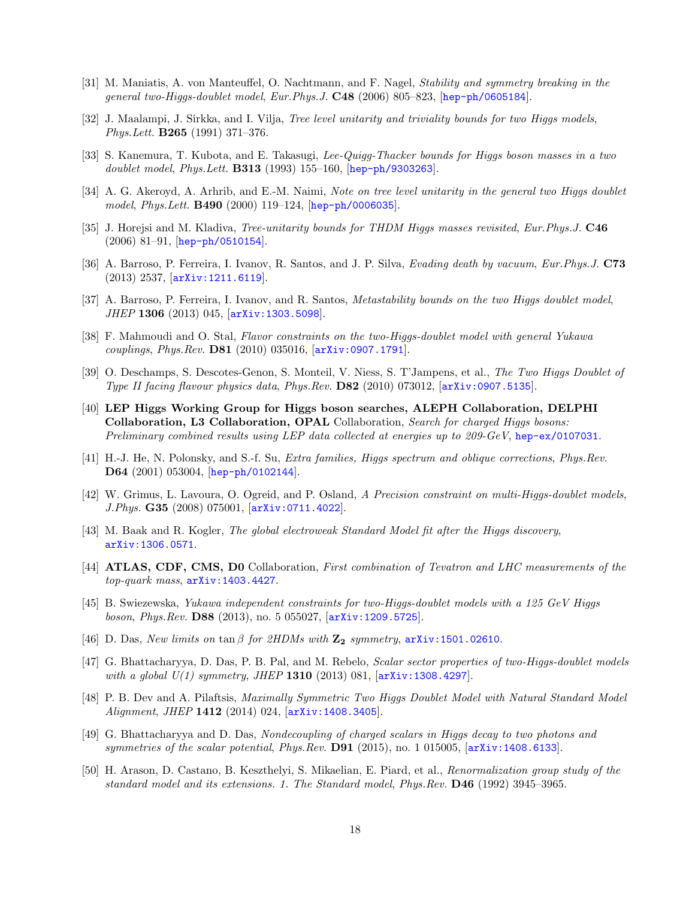[31] M. Maniatis, A. von Manteuffel, O. Nachtmann, and F. Nagel, *Stability and symmetry breaking in the general two-Higgs-doublet model*, *Eur.Phys.J.* **C48** (2006) 805–823, [hep-ph/0605184].

[32] J. Maalampi, J. Sirkka, and I. Vilja, *Tree level unitarity and triviality bounds for two Higgs models*, *Phys.Lett.* **B265** (1991) 371–376.

[33] S. Kanemura, T. Kubota, and E. Takasugi, *Lee-Quigg-Thacker bounds for Higgs boson masses in a two doublet model*, *Phys.Lett.* **B313** (1993) 155–160, [hep-ph/9303263].

[34] A. G. Akeroyd, A. Arhrib, and E.-M. Naimi, *Note on tree level unitarity in the general two Higgs doublet model*, *Phys.Lett.* **B490** (2000) 119–124, [hep-ph/0006035].

[35] J. Horejsi and M. Kladiva, *Tree-unitarity bounds for THDM Higgs masses revisited*, *Eur.Phys.J.* **C46** (2006) 81–91, [hep-ph/0510154].

[36] A. Barroso, P. Ferreira, I. Ivanov, R. Santos, and J. P. Silva, *Evading death by vacuum*, *Eur.Phys.J.* **C73** (2013) 2537, [arXiv:1211.6119].

[37] A. Barroso, P. Ferreira, I. Ivanov, and R. Santos, *Metastability bounds on the two Higgs doublet model*, *JHEP* **1306** (2013) 045, [arXiv:1303.5098].

[38] F. Mahmoudi and O. Stal, *Flavor constraints on the two-Higgs-doublet model with general Yukawa couplings*, *Phys.Rev.* **D81** (2010) 035016, [arXiv:0907.1791].

[39] O. Deschamps, S. Descotes-Genon, S. Monteil, V. Niess, S. T'Jampens, et al., *The Two Higgs Doublet of Type II facing flavour physics data*, *Phys.Rev.* **D82** (2010) 073012, [arXiv:0907.5135].

[40] **LEP Higgs Working Group for Higgs boson searches, ALEPH Collaboration, DELPHI Collaboration, L3 Collaboration, OPAL** Collaboration, *Search for charged Higgs bosons: Preliminary combined results using LEP data collected at energies up to 209-GeV*, hep-ex/0107031.

[41] H.-J. He, N. Polonsky, and S.-f. Su, *Extra families, Higgs spectrum and oblique corrections*, *Phys.Rev.* **D64** (2001) 053004, [hep-ph/0102144].

[42] W. Grimus, L. Lavoura, O. Ogreid, and P. Osland, *A Precision constraint on multi-Higgs-doublet models*, *J.Phys.* **G35** (2008) 075001, [arXiv:0711.4022].

[43] M. Baak and R. Kogler, *The global electroweak Standard Model fit after the Higgs discovery*, arXiv:1306.0571.

[44] **ATLAS, CDF, CMS, D0** Collaboration, *First combination of Tevatron and LHC measurements of the top-quark mass*, arXiv:1403.4427.

[45] B. Swiezewska, *Yukawa independent constraints for two-Higgs-doublet models with a 125 GeV Higgs boson*, *Phys.Rev.* **D88** (2013), no. 5 055027, [arXiv:1209.5725].

[46] D. Das, *New limits on* $\tan\beta$ *for 2HDMs with* $\mathbf{Z_2}$ *symmetry*, arXiv:1501.02610.

[47] G. Bhattacharyya, D. Das, P. B. Pal, and M. Rebelo, *Scalar sector properties of two-Higgs-doublet models with a global U(1) symmetry*, *JHEP* **1310** (2013) 081, [arXiv:1308.4297].

[48] P. B. Dev and A. Pilaftsis, *Maximally Symmetric Two Higgs Doublet Model with Natural Standard Model Alignment*, *JHEP* **1412** (2014) 024, [arXiv:1408.3405].

[49] G. Bhattacharyya and D. Das, *Nondecoupling of charged scalars in Higgs decay to two photons and symmetries of the scalar potential*, *Phys.Rev.* **D91** (2015), no. 1 015005, [arXiv:1408.6133].

[50] H. Arason, D. Castano, B. Keszthelyi, S. Mikaelian, E. Piard, et al., *Renormalization group study of the standard model and its extensions. 1. The Standard model*, *Phys.Rev.* **D46** (1992) 3945–3965.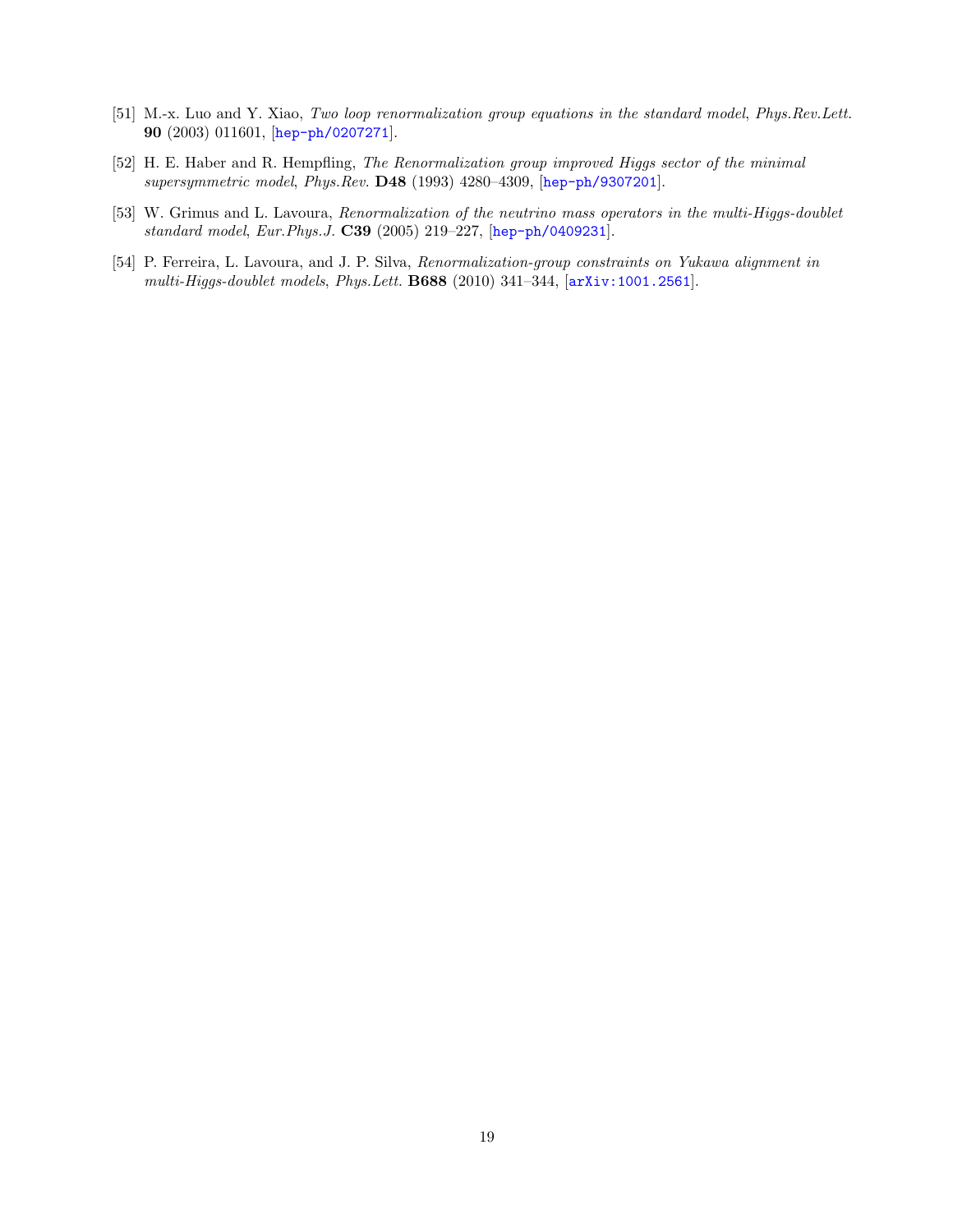[51] M.-x. Luo and Y. Xiao, *Two loop renormalization group equations in the standard model*, *Phys.Rev.Lett.* **90** (2003) 011601, [hep-ph/0207271].

[52] H. E. Haber and R. Hempfling, *The Renormalization group improved Higgs sector of the minimal supersymmetric model*, *Phys.Rev.* **D48** (1993) 4280–4309, [hep-ph/9307201].

[53] W. Grimus and L. Lavoura, *Renormalization of the neutrino mass operators in the multi-Higgs-doublet standard model*, *Eur.Phys.J.* **C39** (2005) 219–227, [hep-ph/0409231].

[54] P. Ferreira, L. Lavoura, and J. P. Silva, *Renormalization-group constraints on Yukawa alignment in multi-Higgs-doublet models*, *Phys.Lett.* **B688** (2010) 341–344, [arXiv:1001.2561].